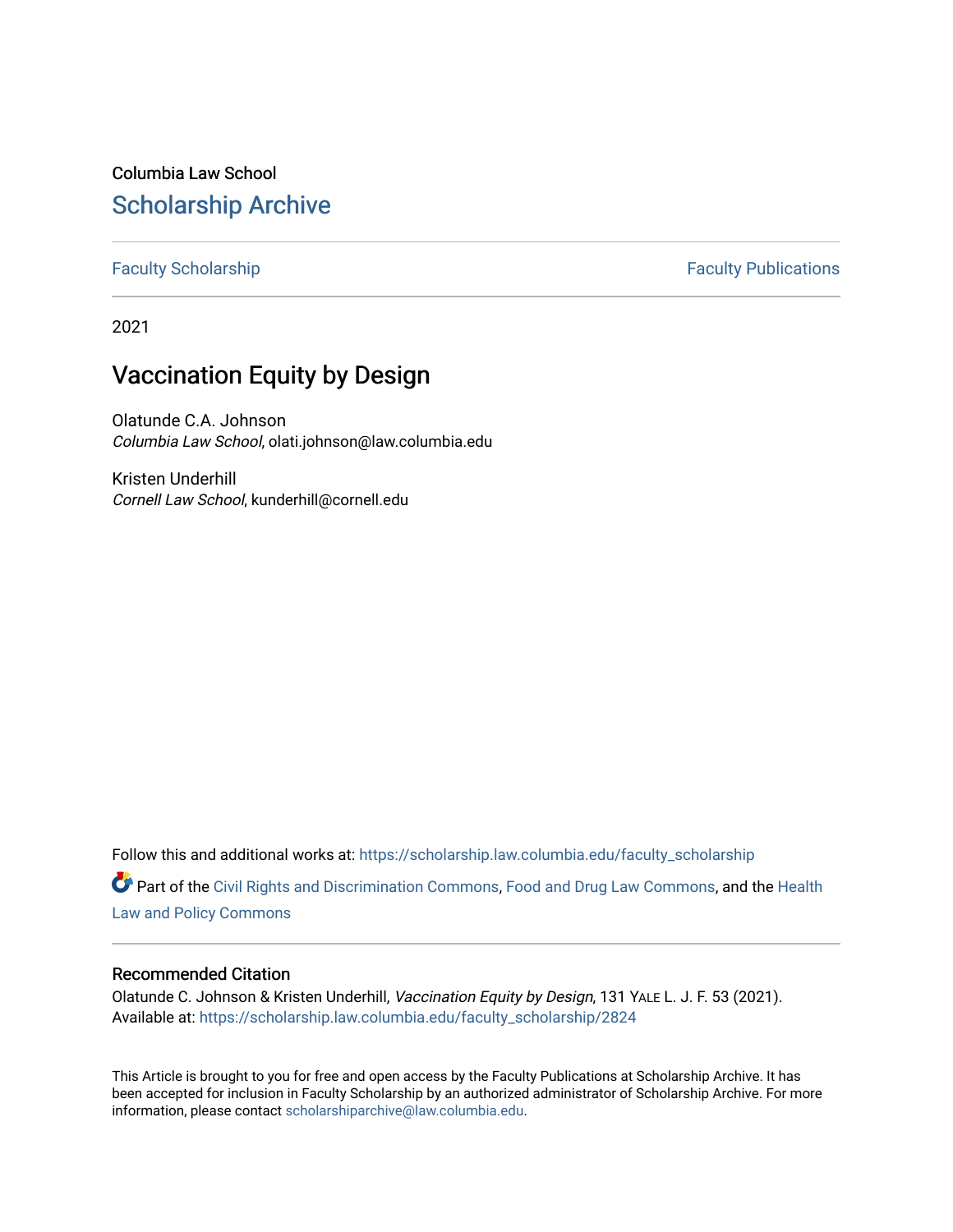Columbia Law School

# Scholarship Archive

Faculty Scholarship | Faculty Publications

2021

## Vaccination Equity by Design

Olatunde C.A. Johnson
*Columbia Law School*, olati.johnson@law.columbia.edu

Kristen Underhill
*Cornell Law School*, kunderhill@cornell.edu

Follow this and additional works at: https://scholarship.law.columbia.edu/faculty_scholarship

Part of the Civil Rights and Discrimination Commons, Food and Drug Law Commons, and the Health Law and Policy Commons

### Recommended Citation

Olatunde C. Johnson & Kristen Underhill, *Vaccination Equity by Design*, 131 Yale L. J. F. 53 (2021).
Available at: https://scholarship.law.columbia.edu/faculty_scholarship/2824

This Article is brought to you for free and open access by the Faculty Publications at Scholarship Archive. It has been accepted for inclusion in Faculty Scholarship by an authorized administrator of Scholarship Archive. For more information, please contact scholarshiparchive@law.columbia.edu.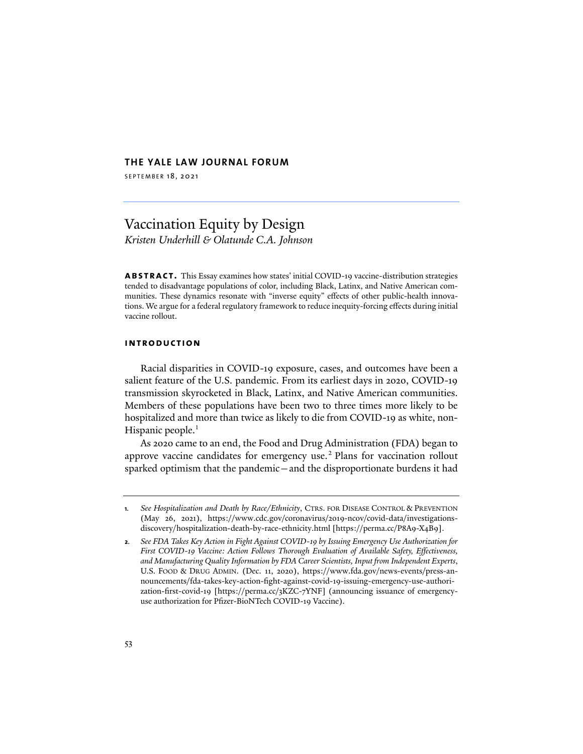**THE YALE LAW JOURNAL FORUM**

SEPTEMBER 18, 2021

# Vaccination Equity by Design

*Kristen Underhill & Olatunde C.A. Johnson*

**ABSTRACT.** This Essay examines how states' initial COVID-19 vaccine-distribution strategies tended to disadvantage populations of color, including Black, Latinx, and Native American communities. These dynamics resonate with "inverse equity" effects of other public-health innovations. We argue for a federal regulatory framework to reduce inequity-forcing effects during initial vaccine rollout.

## INTRODUCTION

Racial disparities in COVID-19 exposure, cases, and outcomes have been a salient feature of the U.S. pandemic. From its earliest days in 2020, COVID-19 transmission skyrocketed in Black, Latinx, and Native American communities. Members of these populations have been two to three times more likely to be hospitalized and more than twice as likely to die from COVID-19 as white, non-Hispanic people.[1]

As 2020 came to an end, the Food and Drug Administration (FDA) began to approve vaccine candidates for emergency use.[2] Plans for vaccination rollout sparked optimism that the pandemic—and the disproportionate burdens it had

---

1. *See Hospitalization and Death by Race/Ethnicity*, CTRS. FOR DISEASE CONTROL & PREVENTION (May 26, 2021), https://www.cdc.gov/coronavirus/2019-ncov/covid-data/investigations-discovery/hospitalization-death-by-race-ethnicity.html [https://perma.cc/P8A9-X4B9].

2. *See FDA Takes Key Action in Fight Against COVID-19 by Issuing Emergency Use Authorization for First COVID-19 Vaccine: Action Follows Thorough Evaluation of Available Safety, Effectiveness, and Manufacturing Quality Information by FDA Career Scientists, Input from Independent Experts*, U.S. FOOD & DRUG ADMIN. (Dec. 11, 2020), https://www.fda.gov/news-events/press-announcements/fda-takes-key-action-fight-against-covid-19-issuing-emergency-use-authorization-first-covid-19 [https://perma.cc/3KZC-7YNF] (announcing issuance of emergency-use authorization for Pfizer-BioNTech COVID-19 Vaccine).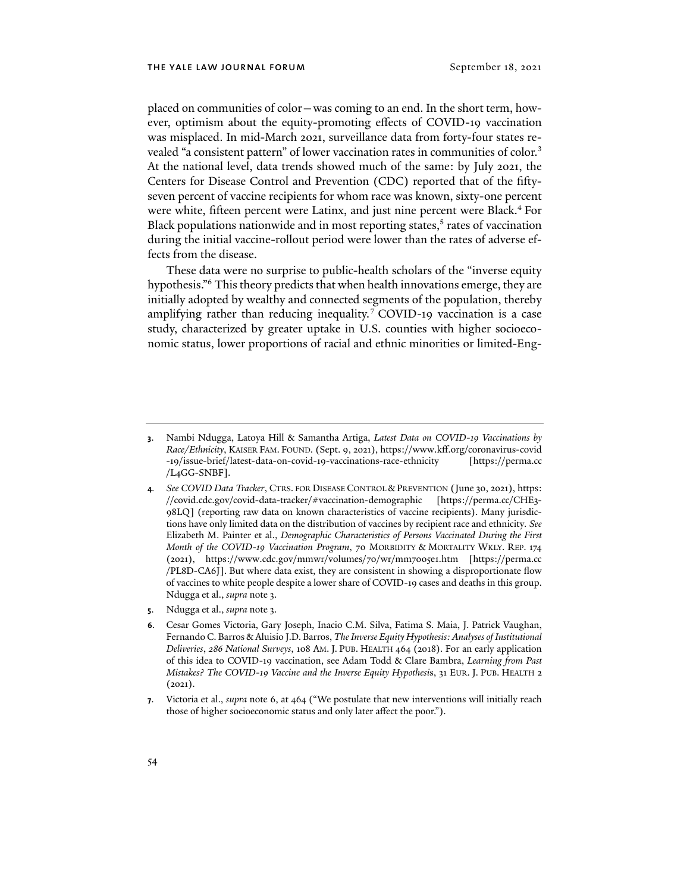placed on communities of color—was coming to an end. In the short term, however, optimism about the equity-promoting effects of COVID-19 vaccination was misplaced. In mid-March 2021, surveillance data from forty-four states revealed "a consistent pattern" of lower vaccination rates in communities of color.[3] At the national level, data trends showed much of the same: by July 2021, the Centers for Disease Control and Prevention (CDC) reported that of the fifty-seven percent of vaccine recipients for whom race was known, sixty-one percent were white, fifteen percent were Latinx, and just nine percent were Black.[4] For Black populations nationwide and in most reporting states,[5] rates of vaccination during the initial vaccine-rollout period were lower than the rates of adverse effects from the disease.

These data were no surprise to public-health scholars of the "inverse equity hypothesis."[6] This theory predicts that when health innovations emerge, they are initially adopted by wealthy and connected segments of the population, thereby amplifying rather than reducing inequality.[7] COVID-19 vaccination is a case study, characterized by greater uptake in U.S. counties with higher socioeconomic status, lower proportions of racial and ethnic minorities or limited-Eng-

---

3. Nambi Ndugga, Latoya Hill & Samantha Artiga, *Latest Data on COVID-19 Vaccinations by Race/Ethnicity*, KAISER FAM. FOUND. (Sept. 9, 2021), https://www.kff.org/coronavirus-covid-19/issue-brief/latest-data-on-covid-19-vaccinations-race-ethnicity [https://perma.cc/L4GG-SNBF].

4. *See COVID Data Tracker*, CTRS. FOR DISEASE CONTROL & PREVENTION (June 30, 2021), https://covid.cdc.gov/covid-data-tracker/#vaccination-demographic [https://perma.cc/CHE3-98LQ] (reporting raw data on known characteristics of vaccine recipients). Many jurisdictions have only limited data on the distribution of vaccines by recipient race and ethnicity. *See* Elizabeth M. Painter et al., *Demographic Characteristics of Persons Vaccinated During the First Month of the COVID-19 Vaccination Program*, 70 MORBIDITY & MORTALITY WKLY. REP. 174 (2021), https://www.cdc.gov/mmwr/volumes/70/wr/mm7005e1.htm [https://perma.cc/PL8D-CA6J]. But where data exist, they are consistent in showing a disproportionate flow of vaccines to white people despite a lower share of COVID-19 cases and deaths in this group. Ndugga et al., *supra* note 3.

5. Ndugga et al., *supra* note 3.

6. Cesar Gomes Victoria, Gary Joseph, Inacio C.M. Silva, Fatima S. Maia, J. Patrick Vaughan, Fernando C. Barros & Aluisio J.D. Barros, *The Inverse Equity Hypothesis: Analyses of Institutional Deliveries, 286 National Surveys*, 108 AM. J. PUB. HEALTH 464 (2018). For an early application of this idea to COVID-19 vaccination, see Adam Todd & Clare Bambra, *Learning from Past Mistakes? The COVID-19 Vaccine and the Inverse Equity Hypothesis*, 31 EUR. J. PUB. HEALTH 2 (2021).

7. Victoria et al., *supra* note 6, at 464 ("We postulate that new interventions will initially reach those of higher socioeconomic status and only later affect the poor.").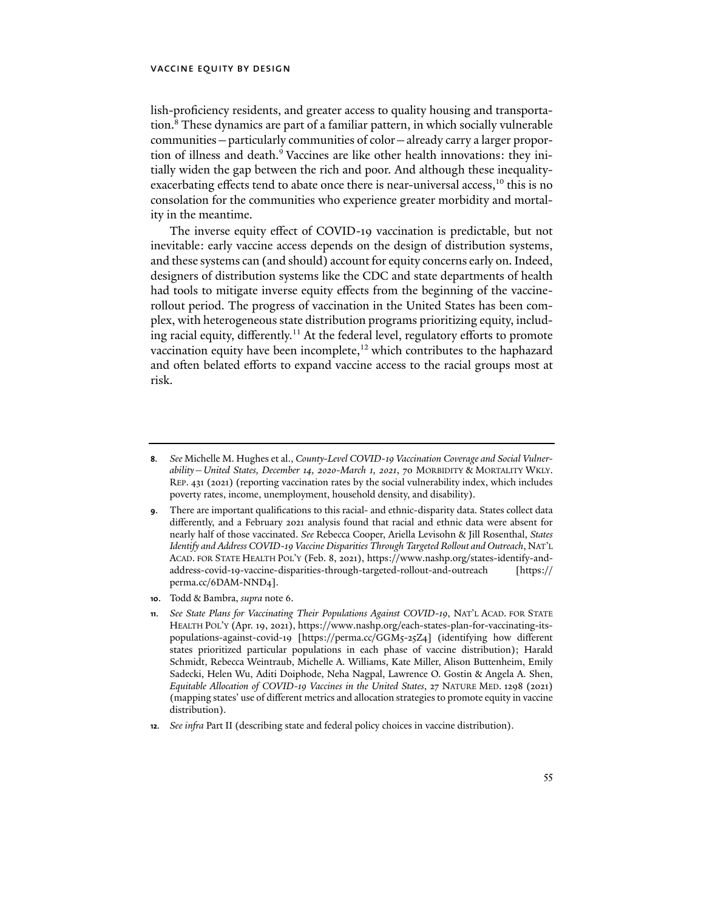lish-proficiency residents, and greater access to quality housing and transportation.[8] These dynamics are part of a familiar pattern, in which socially vulnerable communities—particularly communities of color—already carry a larger proportion of illness and death.[9] Vaccines are like other health innovations: they initially widen the gap between the rich and poor. And although these inequality-exacerbating effects tend to abate once there is near-universal access,[10] this is no consolation for the communities who experience greater morbidity and mortality in the meantime.

The inverse equity effect of COVID-19 vaccination is predictable, but not inevitable: early vaccine access depends on the design of distribution systems, and these systems can (and should) account for equity concerns early on. Indeed, designers of distribution systems like the CDC and state departments of health had tools to mitigate inverse equity effects from the beginning of the vaccine-rollout period. The progress of vaccination in the United States has been complex, with heterogeneous state distribution programs prioritizing equity, including racial equity, differently.[11] At the federal level, regulatory efforts to promote vaccination equity have been incomplete,[12] which contributes to the haphazard and often belated efforts to expand vaccine access to the racial groups most at risk.

---

**8.** *See* Michelle M. Hughes et al., *County-Level COVID-19 Vaccination Coverage and Social Vulnerability—United States, December 14, 2020-March 1, 2021*, 70 MORBIDITY & MORTALITY WKLY. REP. 431 (2021) (reporting vaccination rates by the social vulnerability index, which includes poverty rates, income, unemployment, household density, and disability).

**9.** There are important qualifications to this racial- and ethnic-disparity data. States collect data differently, and a February 2021 analysis found that racial and ethnic data were absent for nearly half of those vaccinated. *See* Rebecca Cooper, Ariella Levisohn & Jill Rosenthal, *States Identify and Address COVID-19 Vaccine Disparities Through Targeted Rollout and Outreach*, NAT'L ACAD. FOR STATE HEALTH POL'Y (Feb. 8, 2021), https://www.nashp.org/states-identify-and-address-covid-19-vaccine-disparities-through-targeted-rollout-and-outreach [https://perma.cc/6DAM-NND4].

**10.** Todd & Bambra, *supra* note 6.

**11.** *See State Plans for Vaccinating Their Populations Against COVID-19*, NAT'L ACAD. FOR STATE HEALTH POL'Y (Apr. 19, 2021), https://www.nashp.org/each-states-plan-for-vaccinating-its-populations-against-covid-19 [https://perma.cc/GGM5-25Z4] (identifying how different states prioritized particular populations in each phase of vaccine distribution); Harald Schmidt, Rebecca Weintraub, Michelle A. Williams, Kate Miller, Alison Buttenheim, Emily Sadecki, Helen Wu, Aditi Doiphode, Neha Nagpal, Lawrence O. Gostin & Angela A. Shen, *Equitable Allocation of COVID-19 Vaccines in the United States*, 27 NATURE MED. 1298 (2021) (mapping states' use of different metrics and allocation strategies to promote equity in vaccine distribution).

**12.** *See infra* Part II (describing state and federal policy choices in vaccine distribution).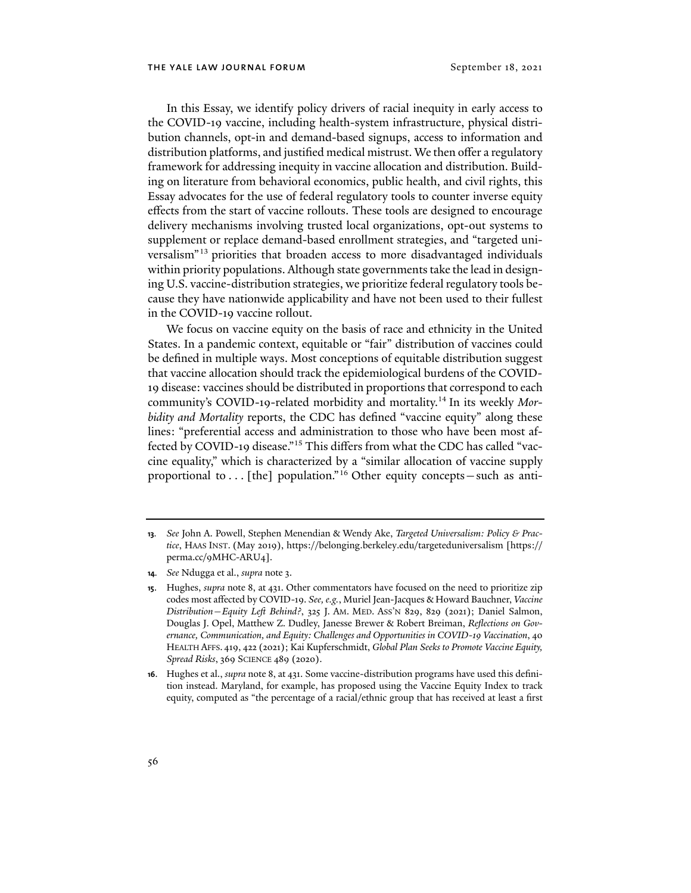In this Essay, we identify policy drivers of racial inequity in early access to the COVID-19 vaccine, including health-system infrastructure, physical distribution channels, opt-in and demand-based signups, access to information and distribution platforms, and justified medical mistrust. We then offer a regulatory framework for addressing inequity in vaccine allocation and distribution. Building on literature from behavioral economics, public health, and civil rights, this Essay advocates for the use of federal regulatory tools to counter inverse equity effects from the start of vaccine rollouts. These tools are designed to encourage delivery mechanisms involving trusted local organizations, opt-out systems to supplement or replace demand-based enrollment strategies, and "targeted universalism"[13] priorities that broaden access to more disadvantaged individuals within priority populations. Although state governments take the lead in designing U.S. vaccine-distribution strategies, we prioritize federal regulatory tools because they have nationwide applicability and have not been used to their fullest in the COVID-19 vaccine rollout.

We focus on vaccine equity on the basis of race and ethnicity in the United States. In a pandemic context, equitable or "fair" distribution of vaccines could be defined in multiple ways. Most conceptions of equitable distribution suggest that vaccine allocation should track the epidemiological burdens of the COVID-19 disease: vaccines should be distributed in proportions that correspond to each community's COVID-19-related morbidity and mortality.[14] In its weekly *Morbidity and Mortality* reports, the CDC has defined "vaccine equity" along these lines: "preferential access and administration to those who have been most affected by COVID-19 disease."[15] This differs from what the CDC has called "vaccine equality," which is characterized by a "similar allocation of vaccine supply proportional to . . . [the] population."[16] Other equity concepts—such as anti-

---

**13.** *See* John A. Powell, Stephen Menendian & Wendy Ake, *Targeted Universalism: Policy & Practice*, HAAS INST. (May 2019), https://belonging.berkeley.edu/targeteduniversalism [https://perma.cc/9MHC-ARU4].

**14.** *See* Ndugga et al., *supra* note 3.

**15.** Hughes, *supra* note 8, at 431. Other commentators have focused on the need to prioritize zip codes most affected by COVID-19. *See, e.g.*, Muriel Jean-Jacques & Howard Bauchner, *Vaccine Distribution—Equity Left Behind?*, 325 J. AM. MED. ASS'N 829, 829 (2021); Daniel Salmon, Douglas J. Opel, Matthew Z. Dudley, Janesse Brewer & Robert Breiman, *Reflections on Governance, Communication, and Equity: Challenges and Opportunities in COVID-19 Vaccination*, 40 HEALTH AFFS. 419, 422 (2021); Kai Kupferschmidt, *Global Plan Seeks to Promote Vaccine Equity, Spread Risks*, 369 SCIENCE 489 (2020).

**16.** Hughes et al., *supra* note 8, at 431. Some vaccine-distribution programs have used this definition instead. Maryland, for example, has proposed using the Vaccine Equity Index to track equity, computed as "the percentage of a racial/ethnic group that has received at least a first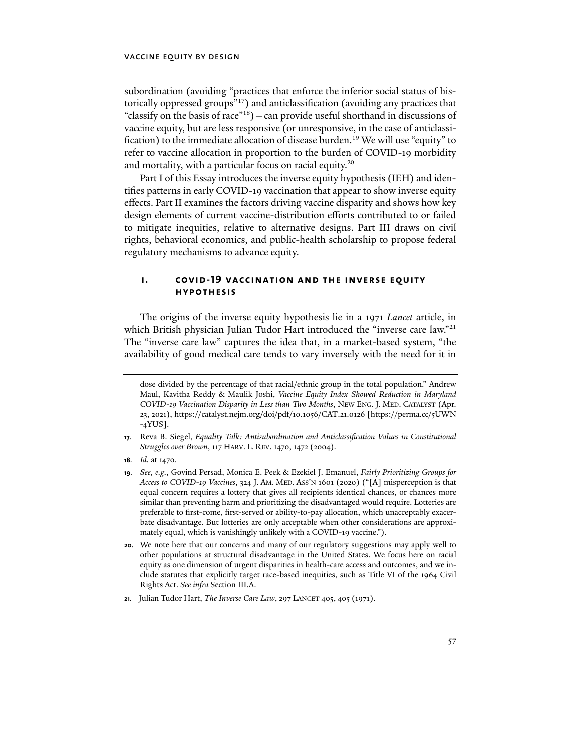subordination (avoiding "practices that enforce the inferior social status of historically oppressed groups"[17]) and anticlassification (avoiding any practices that "classify on the basis of race"[18]) – can provide useful shorthand in discussions of vaccine equity, but are less responsive (or unresponsive, in the case of anticlassification) to the immediate allocation of disease burden.[19] We will use "equity" to refer to vaccine allocation in proportion to the burden of COVID-19 morbidity and mortality, with a particular focus on racial equity.[20]

Part I of this Essay introduces the inverse equity hypothesis (IEH) and identifies patterns in early COVID-19 vaccination that appear to show inverse equity effects. Part II examines the factors driving vaccine disparity and shows how key design elements of current vaccine-distribution efforts contributed to or failed to mitigate inequities, relative to alternative designs. Part III draws on civil rights, behavioral economics, and public-health scholarship to propose federal regulatory mechanisms to advance equity.

## I. COVID-19 VACCINATION AND THE INVERSE EQUITY HYPOTHESIS

The origins of the inverse equity hypothesis lie in a 1971 *Lancet* article, in which British physician Julian Tudor Hart introduced the "inverse care law."[21] The "inverse care law" captures the idea that, in a market-based system, "the availability of good medical care tends to vary inversely with the need for it in

---

dose divided by the percentage of that racial/ethnic group in the total population." Andrew Maul, Kavitha Reddy & Maulik Joshi, *Vaccine Equity Index Showed Reduction in Maryland COVID-19 Vaccination Disparity in Less than Two Months*, NEW ENG. J. MED. CATALYST (Apr. 23, 2021), https://catalyst.nejm.org/doi/pdf/10.1056/CAT.21.0126 [https://perma.cc/5UWN-4YUS].

17. Reva B. Siegel, *Equality Talk: Antisubordination and Anticlassification Values in Constitutional Struggles over Brown*, 117 HARV. L. REV. 1470, 1472 (2004).

18. *Id.* at 1470.

19. *See, e.g.*, Govind Persad, Monica E. Peek & Ezekiel J. Emanuel, *Fairly Prioritizing Groups for Access to COVID-19 Vaccines*, 324 J. AM. MED. ASS'N 1601 (2020) ("[A] misperception is that equal concern requires a lottery that gives all recipients identical chances, or chances more similar than preventing harm and prioritizing the disadvantaged would require. Lotteries are preferable to first-come, first-served or ability-to-pay allocation, which unacceptably exacerbate disadvantage. But lotteries are only acceptable when other considerations are approximately equal, which is vanishingly unlikely with a COVID-19 vaccine.").

20. We note here that our concerns and many of our regulatory suggestions may apply well to other populations at structural disadvantage in the United States. We focus here on racial equity as one dimension of urgent disparities in health-care access and outcomes, and we include statutes that explicitly target race-based inequities, such as Title VI of the 1964 Civil Rights Act. *See infra* Section III.A.

21. Julian Tudor Hart, *The Inverse Care Law*, 297 LANCET 405, 405 (1971).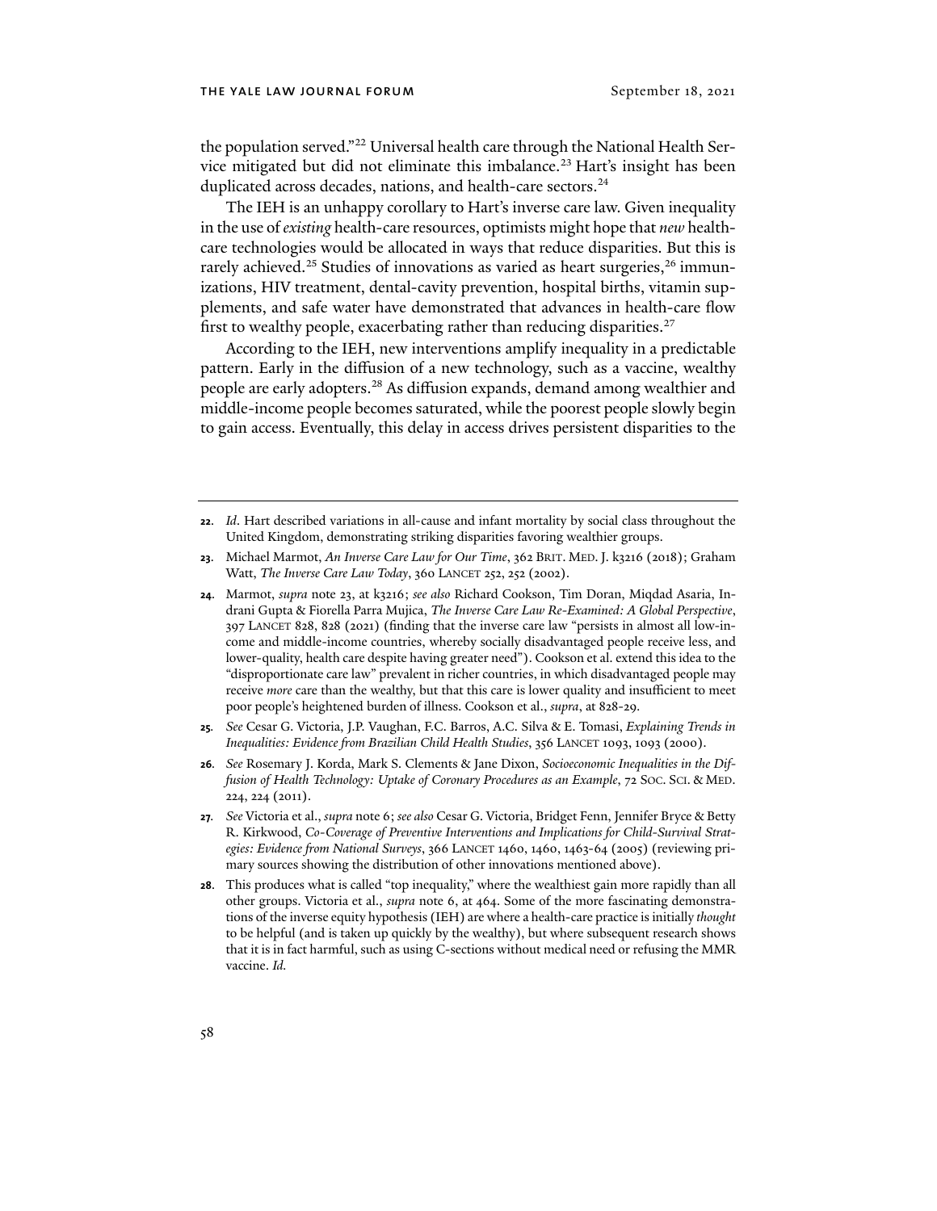the population served."[22] Universal health care through the National Health Service mitigated but did not eliminate this imbalance.[23] Hart's insight has been duplicated across decades, nations, and health-care sectors.[24]

The IEH is an unhappy corollary to Hart's inverse care law. Given inequality in the use of *existing* health-care resources, optimists might hope that *new* health-care technologies would be allocated in ways that reduce disparities. But this is rarely achieved.[25] Studies of innovations as varied as heart surgeries,[26] immunizations, HIV treatment, dental-cavity prevention, hospital births, vitamin supplements, and safe water have demonstrated that advances in health-care flow first to wealthy people, exacerbating rather than reducing disparities.[27]

According to the IEH, new interventions amplify inequality in a predictable pattern. Early in the diffusion of a new technology, such as a vaccine, wealthy people are early adopters.[28] As diffusion expands, demand among wealthier and middle-income people becomes saturated, while the poorest people slowly begin to gain access. Eventually, this delay in access drives persistent disparities to the

---

**22.** *Id.* Hart described variations in all-cause and infant mortality by social class throughout the United Kingdom, demonstrating striking disparities favoring wealthier groups.

**23.** Michael Marmot, *An Inverse Care Law for Our Time*, 362 BRIT. MED. J. k3216 (2018); Graham Watt, *The Inverse Care Law Today*, 360 LANCET 252, 252 (2002).

**24.** Marmot, *supra* note 23, at k3216; *see also* Richard Cookson, Tim Doran, Miqdad Asaria, Indrani Gupta & Fiorella Parra Mujica, *The Inverse Care Law Re-Examined: A Global Perspective*, 397 LANCET 828, 828 (2021) (finding that the inverse care law "persists in almost all low-income and middle-income countries, whereby socially disadvantaged people receive less, and lower-quality, health care despite having greater need"). Cookson et al. extend this idea to the "disproportionate care law" prevalent in richer countries, in which disadvantaged people may receive *more* care than the wealthy, but that this care is lower quality and insufficient to meet poor people's heightened burden of illness. Cookson et al., *supra*, at 828-29.

**25.** *See* Cesar G. Victoria, J.P. Vaughan, F.C. Barros, A.C. Silva & E. Tomasi, *Explaining Trends in Inequalities: Evidence from Brazilian Child Health Studies*, 356 LANCET 1093, 1093 (2000).

**26.** *See* Rosemary J. Korda, Mark S. Clements & Jane Dixon, *Socioeconomic Inequalities in the Diffusion of Health Technology: Uptake of Coronary Procedures as an Example*, 72 SOC. SCI. & MED. 224, 224 (2011).

**27.** *See* Victoria et al., *supra* note 6; *see also* Cesar G. Victoria, Bridget Fenn, Jennifer Bryce & Betty R. Kirkwood, *Co-Coverage of Preventive Interventions and Implications for Child-Survival Strategies: Evidence from National Surveys*, 366 LANCET 1460, 1460, 1463-64 (2005) (reviewing primary sources showing the distribution of other innovations mentioned above).

**28.** This produces what is called "top inequality," where the wealthiest gain more rapidly than all other groups. Victoria et al., *supra* note 6, at 464. Some of the more fascinating demonstrations of the inverse equity hypothesis (IEH) are where a health-care practice is initially *thought* to be helpful (and is taken up quickly by the wealthy), but where subsequent research shows that it is in fact harmful, such as using C-sections without medical need or refusing the MMR vaccine. *Id.*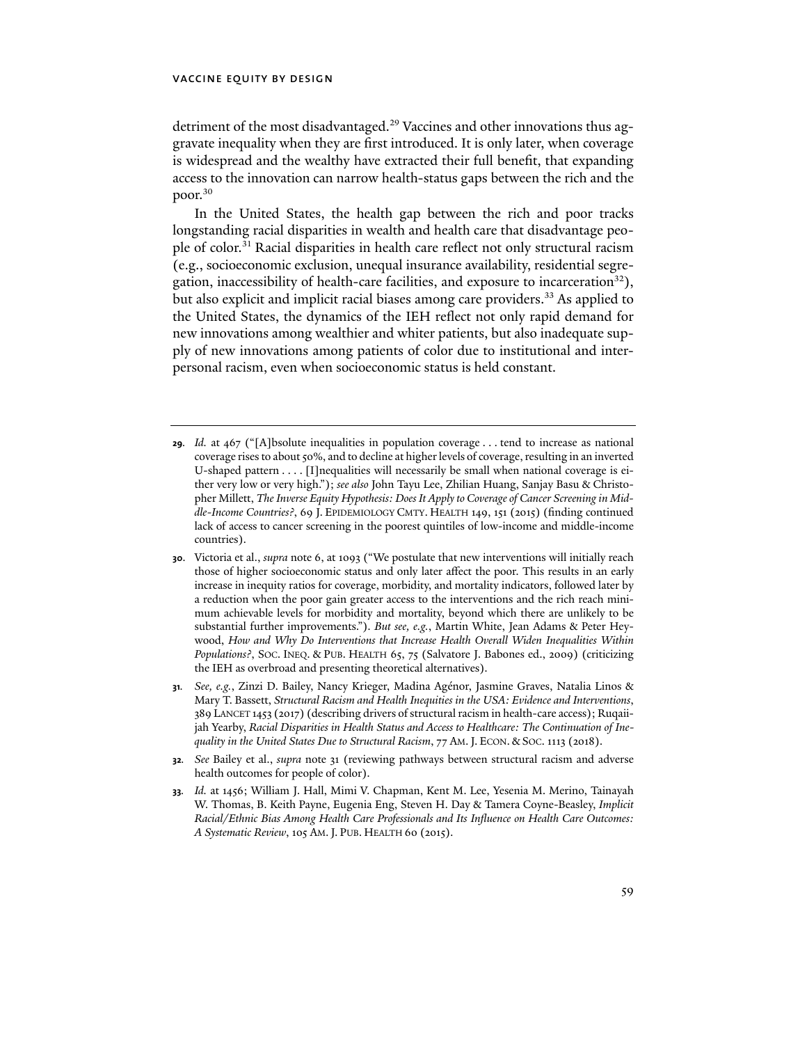detriment of the most disadvantaged.[29] Vaccines and other innovations thus aggravate inequality when they are first introduced. It is only later, when coverage is widespread and the wealthy have extracted their full benefit, that expanding access to the innovation can narrow health-status gaps between the rich and the poor.[30]

In the United States, the health gap between the rich and poor tracks longstanding racial disparities in wealth and health care that disadvantage people of color.[31] Racial disparities in health care reflect not only structural racism (e.g., socioeconomic exclusion, unequal insurance availability, residential segregation, inaccessibility of health-care facilities, and exposure to incarceration[32]), but also explicit and implicit racial biases among care providers.[33] As applied to the United States, the dynamics of the IEH reflect not only rapid demand for new innovations among wealthier and whiter patients, but also inadequate supply of new innovations among patients of color due to institutional and interpersonal racism, even when socioeconomic status is held constant.

---

**29.** *Id.* at 467 ("[A]bsolute inequalities in population coverage . . . tend to increase as national coverage rises to about 50%, and to decline at higher levels of coverage, resulting in an inverted U-shaped pattern . . . . [I]nequalities will necessarily be small when national coverage is either very low or very high."); *see also* John Tayu Lee, Zhilian Huang, Sanjay Basu & Christopher Millett, *The Inverse Equity Hypothesis: Does It Apply to Coverage of Cancer Screening in Middle-Income Countries?*, 69 J. EPIDEMIOLOGY CMTY. HEALTH 149, 151 (2015) (finding continued lack of access to cancer screening in the poorest quintiles of low-income and middle-income countries).

**30.** Victoria et al., *supra* note 6, at 1093 ("We postulate that new interventions will initially reach those of higher socioeconomic status and only later affect the poor. This results in an early increase in inequity ratios for coverage, morbidity, and mortality indicators, followed later by a reduction when the poor gain greater access to the interventions and the rich reach minimum achievable levels for morbidity and mortality, beyond which there are unlikely to be substantial further improvements."). *But see, e.g.*, Martin White, Jean Adams & Peter Heywood, *How and Why Do Interventions that Increase Health Overall Widen Inequalities Within Populations?*, SOC. INEQ. & PUB. HEALTH 65, 75 (Salvatore J. Babones ed., 2009) (criticizing the IEH as overbroad and presenting theoretical alternatives).

**31.** *See, e.g.*, Zinzi D. Bailey, Nancy Krieger, Madina Agénor, Jasmine Graves, Natalia Linos & Mary T. Bassett, *Structural Racism and Health Inequities in the USA: Evidence and Interventions*, 389 LANCET 1453 (2017) (describing drivers of structural racism in health-care access); Ruqaiijah Yearby, *Racial Disparities in Health Status and Access to Healthcare: The Continuation of Inequality in the United States Due to Structural Racism*, 77 AM. J. ECON. & SOC. 1113 (2018).

**32.** *See* Bailey et al., *supra* note 31 (reviewing pathways between structural racism and adverse health outcomes for people of color).

**33.** *Id.* at 1456; William J. Hall, Mimi V. Chapman, Kent M. Lee, Yesenia M. Merino, Tainayah W. Thomas, B. Keith Payne, Eugenia Eng, Steven H. Day & Tamera Coyne-Beasley, *Implicit Racial/Ethnic Bias Among Health Care Professionals and Its Influence on Health Care Outcomes: A Systematic Review*, 105 AM. J. PUB. HEALTH 60 (2015).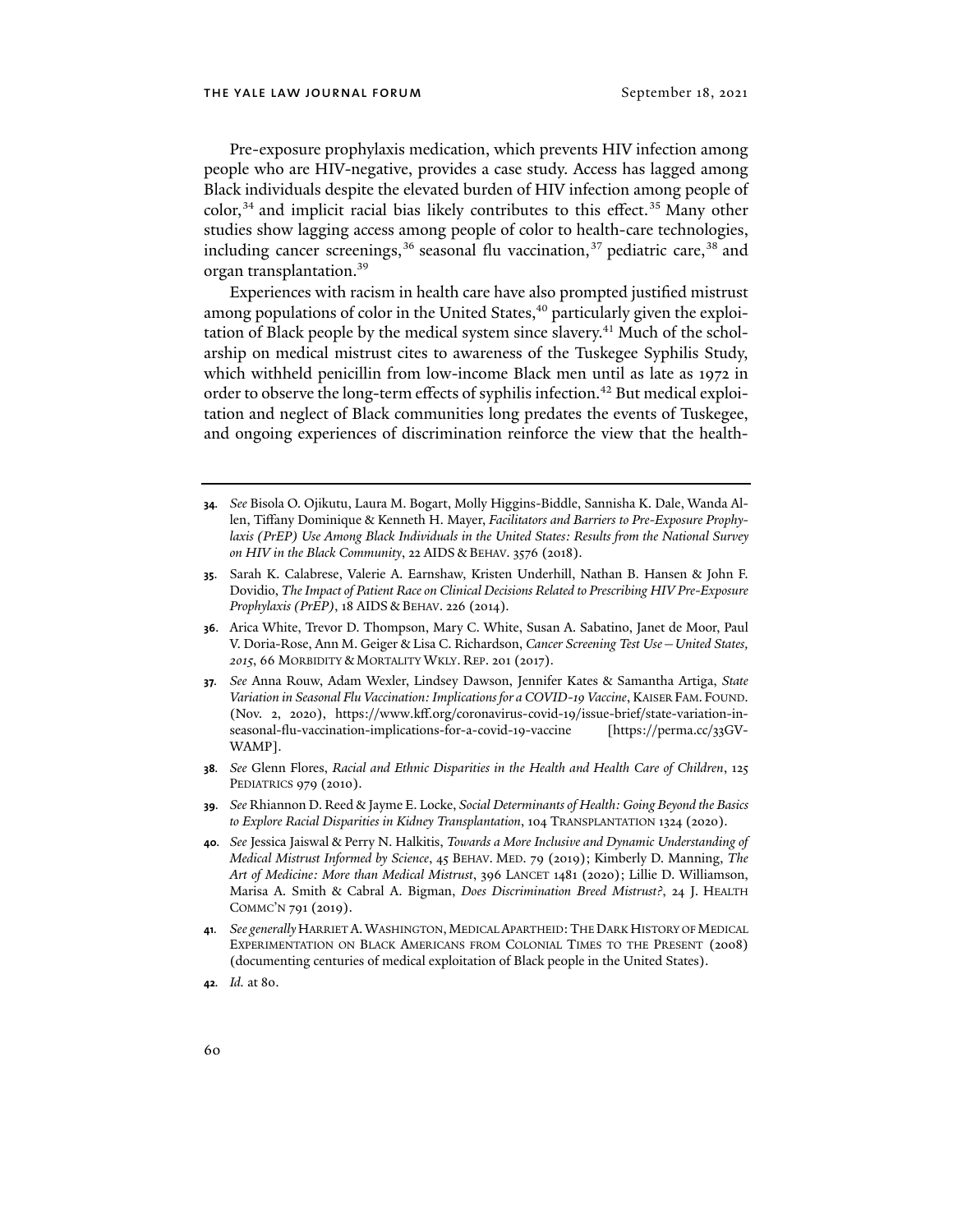Pre-exposure prophylaxis medication, which prevents HIV infection among people who are HIV-negative, provides a case study. Access has lagged among Black individuals despite the elevated burden of HIV infection among people of color,[34] and implicit racial bias likely contributes to this effect.[35] Many other studies show lagging access among people of color to health-care technologies, including cancer screenings,[36] seasonal flu vaccination,[37] pediatric care,[38] and organ transplantation.[39]

Experiences with racism in health care have also prompted justified mistrust among populations of color in the United States,[40] particularly given the exploitation of Black people by the medical system since slavery.[41] Much of the scholarship on medical mistrust cites to awareness of the Tuskegee Syphilis Study, which withheld penicillin from low-income Black men until as late as 1972 in order to observe the long-term effects of syphilis infection.[42] But medical exploitation and neglect of Black communities long predates the events of Tuskegee, and ongoing experiences of discrimination reinforce the view that the health-

---

**34.** *See* Bisola O. Ojikutu, Laura M. Bogart, Molly Higgins-Biddle, Sannisha K. Dale, Wanda Allen, Tiffany Dominique & Kenneth H. Mayer, *Facilitators and Barriers to Pre-Exposure Prophylaxis (PrEP) Use Among Black Individuals in the United States: Results from the National Survey on HIV in the Black Community*, 22 AIDS & BEHAV. 3576 (2018).

**35.** Sarah K. Calabrese, Valerie A. Earnshaw, Kristen Underhill, Nathan B. Hansen & John F. Dovidio, *The Impact of Patient Race on Clinical Decisions Related to Prescribing HIV Pre-Exposure Prophylaxis (PrEP)*, 18 AIDS & BEHAV. 226 (2014).

**36.** Arica White, Trevor D. Thompson, Mary C. White, Susan A. Sabatino, Janet de Moor, Paul V. Doria-Rose, Ann M. Geiger & Lisa C. Richardson, *Cancer Screening Test Use—United States, 2015*, 66 MORBIDITY & MORTALITY WKLY. REP. 201 (2017).

**37.** *See* Anna Rouw, Adam Wexler, Lindsey Dawson, Jennifer Kates & Samantha Artiga, *State Variation in Seasonal Flu Vaccination: Implications for a COVID-19 Vaccine*, KAISER FAM. FOUND. (Nov. 2, 2020), https://www.kff.org/coronavirus-covid-19/issue-brief/state-variation-in-seasonal-flu-vaccination-implications-for-a-covid-19-vaccine [https://perma.cc/33GV-WAMP].

**38.** *See* Glenn Flores, *Racial and Ethnic Disparities in the Health and Health Care of Children*, 125 PEDIATRICS 979 (2010).

**39.** *See* Rhiannon D. Reed & Jayme E. Locke, *Social Determinants of Health: Going Beyond the Basics to Explore Racial Disparities in Kidney Transplantation*, 104 TRANSPLANTATION 1324 (2020).

**40.** *See* Jessica Jaiswal & Perry N. Halkitis, *Towards a More Inclusive and Dynamic Understanding of Medical Mistrust Informed by Science*, 45 BEHAV. MED. 79 (2019); Kimberly D. Manning, *The Art of Medicine: More than Medical Mistrust*, 396 LANCET 1481 (2020); Lillie D. Williamson, Marisa A. Smith & Cabral A. Bigman, *Does Discrimination Breed Mistrust?*, 24 J. HEALTH COMMC'N 791 (2019).

**41.** *See generally* HARRIET A. WASHINGTON, MEDICAL APARTHEID: THE DARK HISTORY OF MEDICAL EXPERIMENTATION ON BLACK AMERICANS FROM COLONIAL TIMES TO THE PRESENT (2008) (documenting centuries of medical exploitation of Black people in the United States).

**42.** *Id.* at 80.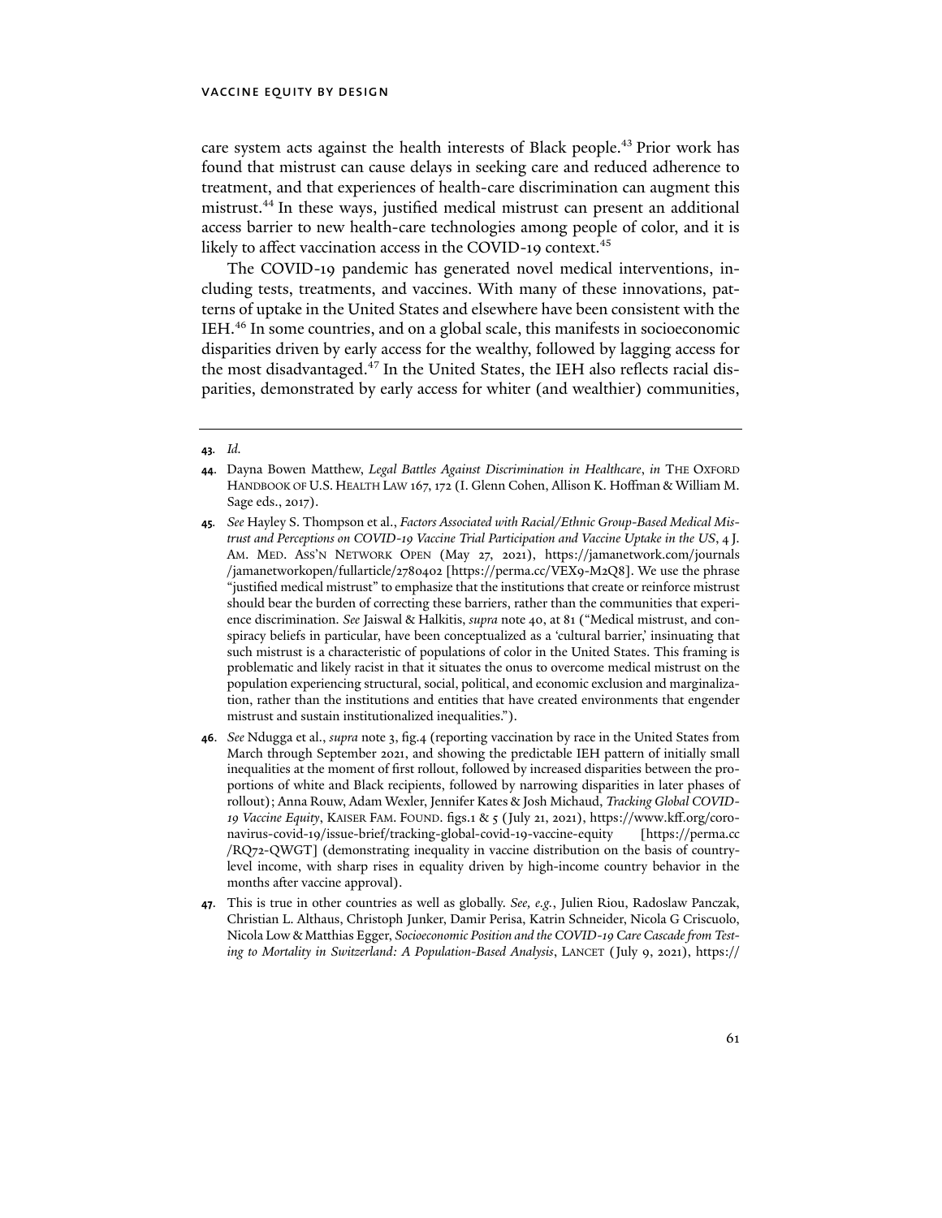care system acts against the health interests of Black people.[43] Prior work has found that mistrust can cause delays in seeking care and reduced adherence to treatment, and that experiences of health-care discrimination can augment this mistrust.[44] In these ways, justified medical mistrust can present an additional access barrier to new health-care technologies among people of color, and it is likely to affect vaccination access in the COVID-19 context.[45]

The COVID-19 pandemic has generated novel medical interventions, including tests, treatments, and vaccines. With many of these innovations, patterns of uptake in the United States and elsewhere have been consistent with the IEH.[46] In some countries, and on a global scale, this manifests in socioeconomic disparities driven by early access for the wealthy, followed by lagging access for the most disadvantaged.[47] In the United States, the IEH also reflects racial disparities, demonstrated by early access for whiter (and wealthier) communities,

---

**43.** *Id.*

**44.** Dayna Bowen Matthew, *Legal Battles Against Discrimination in Healthcare*, *in* THE OXFORD HANDBOOK OF U.S. HEALTH LAW 167, 172 (I. Glenn Cohen, Allison K. Hoffman & William M. Sage eds., 2017).

**45.** *See* Hayley S. Thompson et al., *Factors Associated with Racial/Ethnic Group-Based Medical Mistrust and Perceptions on COVID-19 Vaccine Trial Participation and Vaccine Uptake in the US*, 4 J. AM. MED. ASS'N NETWORK OPEN (May 27, 2021), https://jamanetwork.com/journals/jamanetworkopen/fullarticle/2780402 [https://perma.cc/VEX9-M2Q8]. We use the phrase "justified medical mistrust" to emphasize that the institutions that create or reinforce mistrust should bear the burden of correcting these barriers, rather than the communities that experience discrimination. *See* Jaiswal & Halkitis, *supra* note 40, at 81 ("Medical mistrust, and conspiracy beliefs in particular, have been conceptualized as a 'cultural barrier,' insinuating that such mistrust is a characteristic of populations of color in the United States. This framing is problematic and likely racist in that it situates the onus to overcome medical mistrust on the population experiencing structural, social, political, and economic exclusion and marginalization, rather than the institutions and entities that have created environments that engender mistrust and sustain institutionalized inequalities.").

**46.** *See* Ndugga et al., *supra* note 3, fig.4 (reporting vaccination by race in the United States from March through September 2021, and showing the predictable IEH pattern of initially small inequalities at the moment of first rollout, followed by increased disparities between the proportions of white and Black recipients, followed by narrowing disparities in later phases of rollout); Anna Rouw, Adam Wexler, Jennifer Kates & Josh Michaud, *Tracking Global COVID-19 Vaccine Equity*, KAISER FAM. FOUND. figs.1 & 5 (July 21, 2021), https://www.kff.org/coronavirus-covid-19/issue-brief/tracking-global-covid-19-vaccine-equity [https://perma.cc/RQ72-QWGT] (demonstrating inequality in vaccine distribution on the basis of country-level income, with sharp rises in equality driven by high-income country behavior in the months after vaccine approval).

**47.** This is true in other countries as well as globally. *See, e.g.*, Julien Riou, Radoslaw Panczak, Christian L. Althaus, Christoph Junker, Damir Perisa, Katrin Schneider, Nicola G Criscuolo, Nicola Low & Matthias Egger, *Socioeconomic Position and the COVID-19 Care Cascade from Testing to Mortality in Switzerland: A Population-Based Analysis*, LANCET (July 9, 2021), https://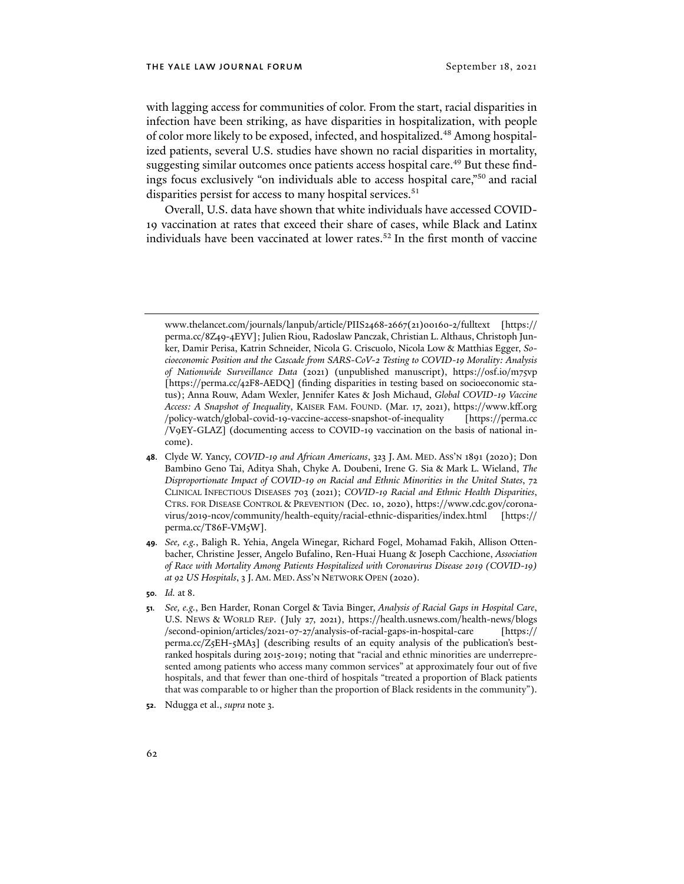with lagging access for communities of color. From the start, racial disparities in infection have been striking, as have disparities in hospitalization, with people of color more likely to be exposed, infected, and hospitalized.[48] Among hospitalized patients, several U.S. studies have shown no racial disparities in mortality, suggesting similar outcomes once patients access hospital care.[49] But these findings focus exclusively "on individuals able to access hospital care,"[50] and racial disparities persist for access to many hospital services.[51]

Overall, U.S. data have shown that white individuals have accessed COVID-19 vaccination at rates that exceed their share of cases, while Black and Latinx individuals have been vaccinated at lower rates.[52] In the first month of vaccine

---

www.thelancet.com/journals/lanpub/article/PIIS2468-2667(21)00160-2/fulltext [https://perma.cc/8Z49-4EYV]; Julien Riou, Radoslaw Panczak, Christian L. Althaus, Christoph Junker, Damir Perisa, Katrin Schneider, Nicola G. Criscuolo, Nicola Low & Matthias Egger, *Socioeconomic Position and the Cascade from SARS-CoV-2 Testing to COVID-19 Morality: Analysis of Nationwide Surveillance Data* (2021) (unpublished manuscript), https://osf.io/m75vp [https://perma.cc/42F8-AEDQ] (finding disparities in testing based on socioeconomic status); Anna Rouw, Adam Wexler, Jennifer Kates & Josh Michaud, *Global COVID-19 Vaccine Access: A Snapshot of Inequality*, KAISER FAM. FOUND. (Mar. 17, 2021), https://www.kff.org/policy-watch/global-covid-19-vaccine-access-snapshot-of-inequality [https://perma.cc/V9EY-GLAZ] (documenting access to COVID-19 vaccination on the basis of national income).

**48.** Clyde W. Yancy, *COVID-19 and African Americans*, 323 J. AM. MED. ASS'N 1891 (2020); Don Bambino Geno Tai, Aditya Shah, Chyke A. Doubeni, Irene G. Sia & Mark L. Wieland, *The Disproportionate Impact of COVID-19 on Racial and Ethnic Minorities in the United States*, 72 CLINICAL INFECTIOUS DISEASES 703 (2021); *COVID-19 Racial and Ethnic Health Disparities*, CTRS. FOR DISEASE CONTROL & PREVENTION (Dec. 10, 2020), https://www.cdc.gov/coronavirus/2019-ncov/community/health-equity/racial-ethnic-disparities/index.html [https://perma.cc/T86F-VM5W].

**49.** *See, e.g.*, Baligh R. Yehia, Angela Winegar, Richard Fogel, Mohamad Fakih, Allison Ottenbacher, Christine Jesser, Angelo Bufalino, Ren-Huai Huang & Joseph Cacchione, *Association of Race with Mortality Among Patients Hospitalized with Coronavirus Disease 2019 (COVID-19) at 92 US Hospitals*, 3 J. AM. MED. ASS'N NETWORK OPEN (2020).

**50.** *Id.* at 8.

**51.** *See, e.g.*, Ben Harder, Ronan Corgel & Tavia Binger, *Analysis of Racial Gaps in Hospital Care*, U.S. NEWS & WORLD REP. (July 27, 2021), https://health.usnews.com/health-news/blogs/second-opinion/articles/2021-07-27/analysis-of-racial-gaps-in-hospital-care [https://perma.cc/Z5EH-5MA3] (describing results of an equity analysis of the publication's best-ranked hospitals during 2015-2019; noting that "racial and ethnic minorities are underrepresented among patients who access many common services" at approximately four out of five hospitals, and that fewer than one-third of hospitals "treated a proportion of Black patients that was comparable to or higher than the proportion of Black residents in the community").

**52.** Ndugga et al., *supra* note 3.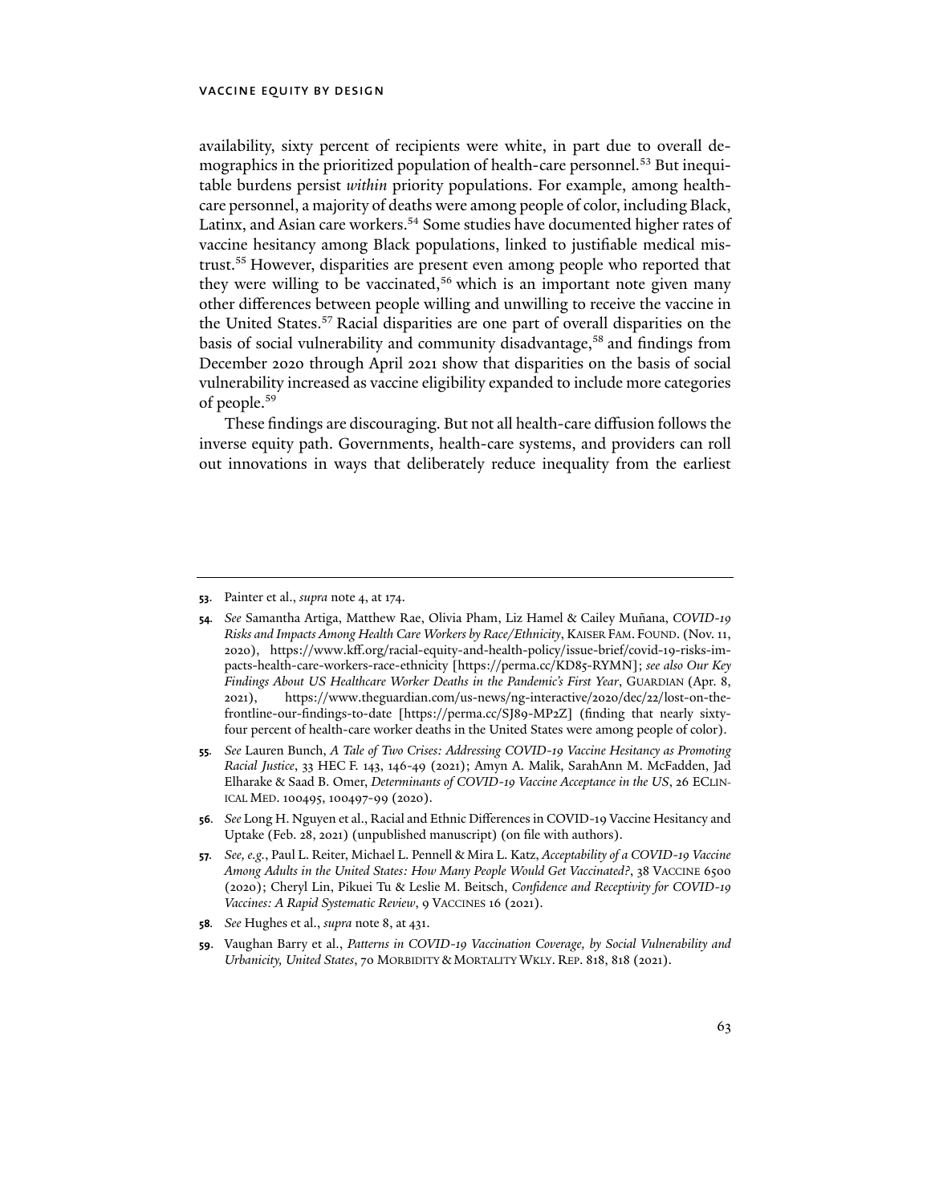availability, sixty percent of recipients were white, in part due to overall demographics in the prioritized population of health-care personnel.[53] But inequitable burdens persist *within* priority populations. For example, among health-care personnel, a majority of deaths were among people of color, including Black, Latinx, and Asian care workers.[54] Some studies have documented higher rates of vaccine hesitancy among Black populations, linked to justifiable medical mistrust.[55] However, disparities are present even among people who reported that they were willing to be vaccinated,[56] which is an important note given many other differences between people willing and unwilling to receive the vaccine in the United States.[57] Racial disparities are one part of overall disparities on the basis of social vulnerability and community disadvantage,[58] and findings from December 2020 through April 2021 show that disparities on the basis of social vulnerability increased as vaccine eligibility expanded to include more categories of people.[59]

These findings are discouraging. But not all health-care diffusion follows the inverse equity path. Governments, health-care systems, and providers can roll out innovations in ways that deliberately reduce inequality from the earliest

---

**53.** Painter et al., *supra* note 4, at 174.

**54.** *See* Samantha Artiga, Matthew Rae, Olivia Pham, Liz Hamel & Cailey Muñana, *COVID-19 Risks and Impacts Among Health Care Workers by Race/Ethnicity*, KAISER FAM. FOUND. (Nov. 11, 2020), https://www.kff.org/racial-equity-and-health-policy/issue-brief/covid-19-risks-impacts-health-care-workers-race-ethnicity [https://perma.cc/KD85-RYMN]; *see also Our Key Findings About US Healthcare Worker Deaths in the Pandemic's First Year*, GUARDIAN (Apr. 8, 2021), https://www.theguardian.com/us-news/ng-interactive/2020/dec/22/lost-on-the-frontline-our-findings-to-date [https://perma.cc/SJ89-MP2Z] (finding that nearly sixty-four percent of health-care worker deaths in the United States were among people of color).

**55.** *See* Lauren Bunch, *A Tale of Two Crises: Addressing COVID-19 Vaccine Hesitancy as Promoting Racial Justice*, 33 HEC F. 143, 146-49 (2021); Amyn A. Malik, SarahAnn M. McFadden, Jad Elharake & Saad B. Omer, *Determinants of COVID-19 Vaccine Acceptance in the US*, 26 ECLINICAL MED. 100495, 100497-99 (2020).

**56.** *See* Long H. Nguyen et al., Racial and Ethnic Differences in COVID-19 Vaccine Hesitancy and Uptake (Feb. 28, 2021) (unpublished manuscript) (on file with authors).

**57.** *See, e.g.*, Paul L. Reiter, Michael L. Pennell & Mira L. Katz, *Acceptability of a COVID-19 Vaccine Among Adults in the United States: How Many People Would Get Vaccinated?*, 38 VACCINE 6500 (2020); Cheryl Lin, Pikuei Tu & Leslie M. Beitsch, *Confidence and Receptivity for COVID-19 Vaccines: A Rapid Systematic Review*, 9 VACCINES 16 (2021).

**58.** *See* Hughes et al., *supra* note 8, at 431.

**59.** Vaughan Barry et al., *Patterns in COVID-19 Vaccination Coverage, by Social Vulnerability and Urbanicity, United States*, 70 MORBIDITY & MORTALITY WKLY. REP. 818, 818 (2021).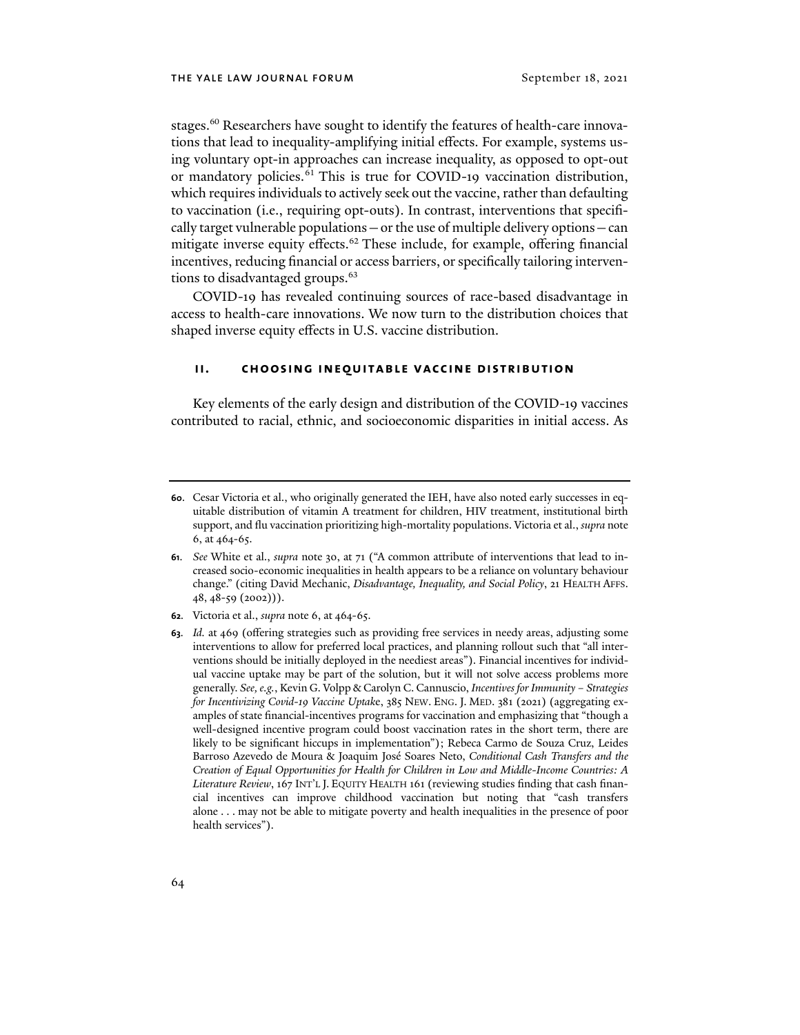stages.[60] Researchers have sought to identify the features of health-care innovations that lead to inequality-amplifying initial effects. For example, systems using voluntary opt-in approaches can increase inequality, as opposed to opt-out or mandatory policies.[61] This is true for COVID-19 vaccination distribution, which requires individuals to actively seek out the vaccine, rather than defaulting to vaccination (i.e., requiring opt-outs). In contrast, interventions that specifically target vulnerable populations—or the use of multiple delivery options—can mitigate inverse equity effects.[62] These include, for example, offering financial incentives, reducing financial or access barriers, or specifically tailoring interventions to disadvantaged groups.[63]

COVID-19 has revealed continuing sources of race-based disadvantage in access to health-care innovations. We now turn to the distribution choices that shaped inverse equity effects in U.S. vaccine distribution.

## II. CHOOSING INEQUITABLE VACCINE DISTRIBUTION

Key elements of the early design and distribution of the COVID-19 vaccines contributed to racial, ethnic, and socioeconomic disparities in initial access. As

---

**60.** Cesar Victoria et al., who originally generated the IEH, have also noted early successes in equitable distribution of vitamin A treatment for children, HIV treatment, institutional birth support, and flu vaccination prioritizing high-mortality populations. Victoria et al., *supra* note 6, at 464-65.

**61.** *See* White et al., *supra* note 30, at 71 ("A common attribute of interventions that lead to increased socio-economic inequalities in health appears to be a reliance on voluntary behaviour change." (citing David Mechanic, *Disadvantage, Inequality, and Social Policy*, 21 HEALTH AFFS. 48, 48-59 (2002))).

**62.** Victoria et al., *supra* note 6, at 464-65.

**63.** *Id.* at 469 (offering strategies such as providing free services in needy areas, adjusting some interventions to allow for preferred local practices, and planning rollout such that "all interventions should be initially deployed in the neediest areas"). Financial incentives for individual vaccine uptake may be part of the solution, but it will not solve access problems more generally. *See, e.g.*, Kevin G. Volpp & Carolyn C. Cannuscio, *Incentives for Immunity – Strategies for Incentivizing Covid-19 Vaccine Uptake*, 385 NEW. ENG. J. MED. 381 (2021) (aggregating examples of state financial-incentives programs for vaccination and emphasizing that "though a well-designed incentive program could boost vaccination rates in the short term, there are likely to be significant hiccups in implementation"); Rebeca Carmo de Souza Cruz, Leides Barroso Azevedo de Moura & Joaquim José Soares Neto, *Conditional Cash Transfers and the Creation of Equal Opportunities for Health for Children in Low and Middle-Income Countries: A Literature Review*, 167 INT'L J. EQUITY HEALTH 161 (reviewing studies finding that cash financial incentives can improve childhood vaccination but noting that "cash transfers alone . . . may not be able to mitigate poverty and health inequalities in the presence of poor health services").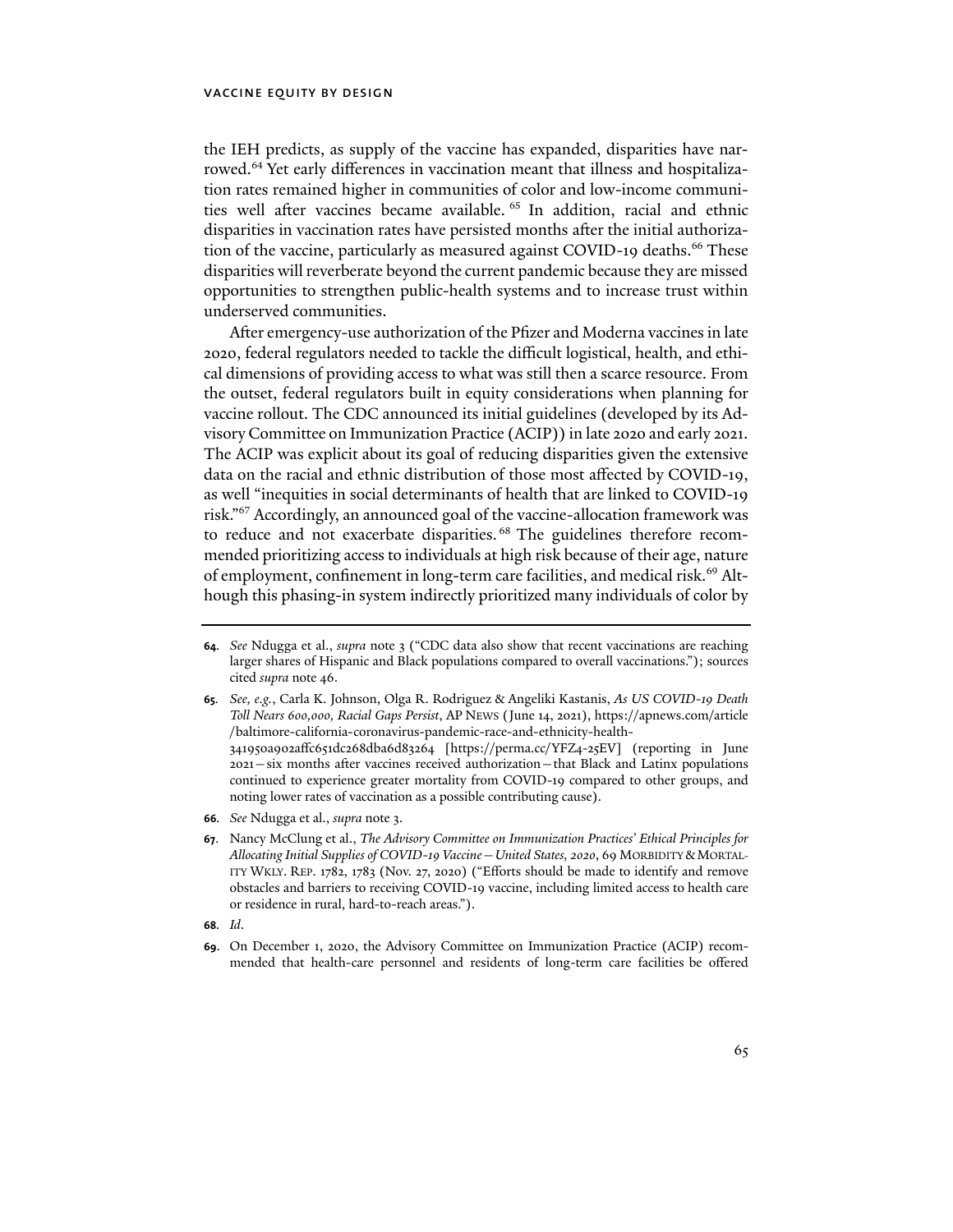the IEH predicts, as supply of the vaccine has expanded, disparities have narrowed.[64] Yet early differences in vaccination meant that illness and hospitalization rates remained higher in communities of color and low-income communities well after vaccines became available.[65] In addition, racial and ethnic disparities in vaccination rates have persisted months after the initial authorization of the vaccine, particularly as measured against COVID-19 deaths.[66] These disparities will reverberate beyond the current pandemic because they are missed opportunities to strengthen public-health systems and to increase trust within underserved communities.

After emergency-use authorization of the Pfizer and Moderna vaccines in late 2020, federal regulators needed to tackle the difficult logistical, health, and ethical dimensions of providing access to what was still then a scarce resource. From the outset, federal regulators built in equity considerations when planning for vaccine rollout. The CDC announced its initial guidelines (developed by its Advisory Committee on Immunization Practice (ACIP)) in late 2020 and early 2021. The ACIP was explicit about its goal of reducing disparities given the extensive data on the racial and ethnic distribution of those most affected by COVID-19, as well "inequities in social determinants of health that are linked to COVID-19 risk."[67] Accordingly, an announced goal of the vaccine-allocation framework was to reduce and not exacerbate disparities.[68] The guidelines therefore recommended prioritizing access to individuals at high risk because of their age, nature of employment, confinement in long-term care facilities, and medical risk.[69] Although this phasing-in system indirectly prioritized many individuals of color by

---

**64.** *See* Ndugga et al., *supra* note 3 ("CDC data also show that recent vaccinations are reaching larger shares of Hispanic and Black populations compared to overall vaccinations."); sources cited *supra* note 46.

**65.** *See, e.g.*, Carla K. Johnson, Olga R. Rodriguez & Angeliki Kastanis, *As US COVID-19 Death Toll Nears 600,000, Racial Gaps Persist*, AP NEWS (June 14, 2021), https://apnews.com/article/baltimore-california-coronavirus-pandemic-race-and-ethnicity-health-341950a902affc651dc268dba6d83264 [https://perma.cc/YFZ4-25EV] (reporting in June 2021—six months after vaccines received authorization—that Black and Latinx populations continued to experience greater mortality from COVID-19 compared to other groups, and noting lower rates of vaccination as a possible contributing cause).

**66.** *See* Ndugga et al., *supra* note 3.

**67.** Nancy McClung et al., *The Advisory Committee on Immunization Practices' Ethical Principles for Allocating Initial Supplies of COVID-19 Vaccine—United States, 2020*, 69 MORBIDITY & MORTALITY WKLY. REP. 1782, 1783 (Nov. 27, 2020) ("Efforts should be made to identify and remove obstacles and barriers to receiving COVID-19 vaccine, including limited access to health care or residence in rural, hard-to-reach areas.").

**68.** *Id.*

**69.** On December 1, 2020, the Advisory Committee on Immunization Practice (ACIP) recommended that health-care personnel and residents of long-term care facilities be offered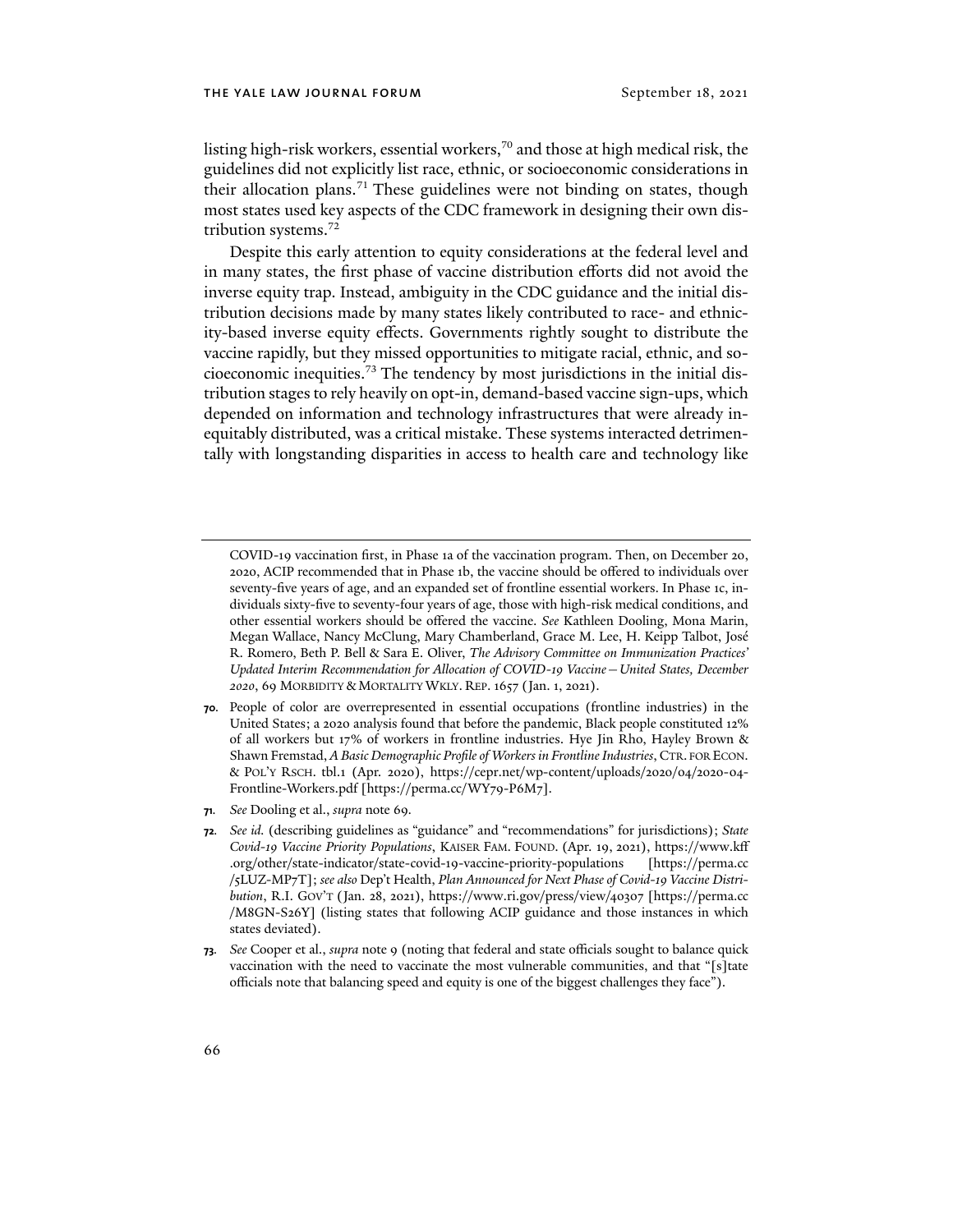listing high-risk workers, essential workers,[70] and those at high medical risk, the guidelines did not explicitly list race, ethnic, or socioeconomic considerations in their allocation plans.[71] These guidelines were not binding on states, though most states used key aspects of the CDC framework in designing their own distribution systems.[72]

Despite this early attention to equity considerations at the federal level and in many states, the first phase of vaccine distribution efforts did not avoid the inverse equity trap. Instead, ambiguity in the CDC guidance and the initial distribution decisions made by many states likely contributed to race- and ethnicity-based inverse equity effects. Governments rightly sought to distribute the vaccine rapidly, but they missed opportunities to mitigate racial, ethnic, and socioeconomic inequities.[73] The tendency by most jurisdictions in the initial distribution stages to rely heavily on opt-in, demand-based vaccine sign-ups, which depended on information and technology infrastructures that were already inequitably distributed, was a critical mistake. These systems interacted detrimentally with longstanding disparities in access to health care and technology like

---

COVID-19 vaccination first, in Phase 1a of the vaccination program. Then, on December 20, 2020, ACIP recommended that in Phase 1b, the vaccine should be offered to individuals over seventy-five years of age, and an expanded set of frontline essential workers. In Phase 1c, individuals sixty-five to seventy-four years of age, those with high-risk medical conditions, and other essential workers should be offered the vaccine. *See* Kathleen Dooling, Mona Marin, Megan Wallace, Nancy McClung, Mary Chamberland, Grace M. Lee, H. Keipp Talbot, José R. Romero, Beth P. Bell & Sara E. Oliver, *The Advisory Committee on Immunization Practices' Updated Interim Recommendation for Allocation of COVID-19 Vaccine—United States, December 2020*, 69 MORBIDITY & MORTALITY WKLY. REP. 1657 (Jan. 1, 2021).

**70.** People of color are overrepresented in essential occupations (frontline industries) in the United States; a 2020 analysis found that before the pandemic, Black people constituted 12% of all workers but 17% of workers in frontline industries. Hye Jin Rho, Hayley Brown & Shawn Fremstad, *A Basic Demographic Profile of Workers in Frontline Industries*, CTR. FOR ECON. & POL'Y RSCH. tbl.1 (Apr. 2020), https://cepr.net/wp-content/uploads/2020/04/2020-04-Frontline-Workers.pdf [https://perma.cc/WY79-P6M7].

**71.** *See* Dooling et al., *supra* note 69.

**72.** *See id.* (describing guidelines as "guidance" and "recommendations" for jurisdictions); *State Covid-19 Vaccine Priority Populations*, KAISER FAM. FOUND. (Apr. 19, 2021), https://www.kff.org/other/state-indicator/state-covid-19-vaccine-priority-populations [https://perma.cc/5LUZ-MP7T]; *see also* Dep't Health, *Plan Announced for Next Phase of Covid-19 Vaccine Distribution*, R.I. GOV'T (Jan. 28, 2021), https://www.ri.gov/press/view/40307 [https://perma.cc/M8GN-S26Y] (listing states that following ACIP guidance and those instances in which states deviated).

**73.** *See* Cooper et al., *supra* note 9 (noting that federal and state officials sought to balance quick vaccination with the need to vaccinate the most vulnerable communities, and that "[s]tate officials note that balancing speed and equity is one of the biggest challenges they face").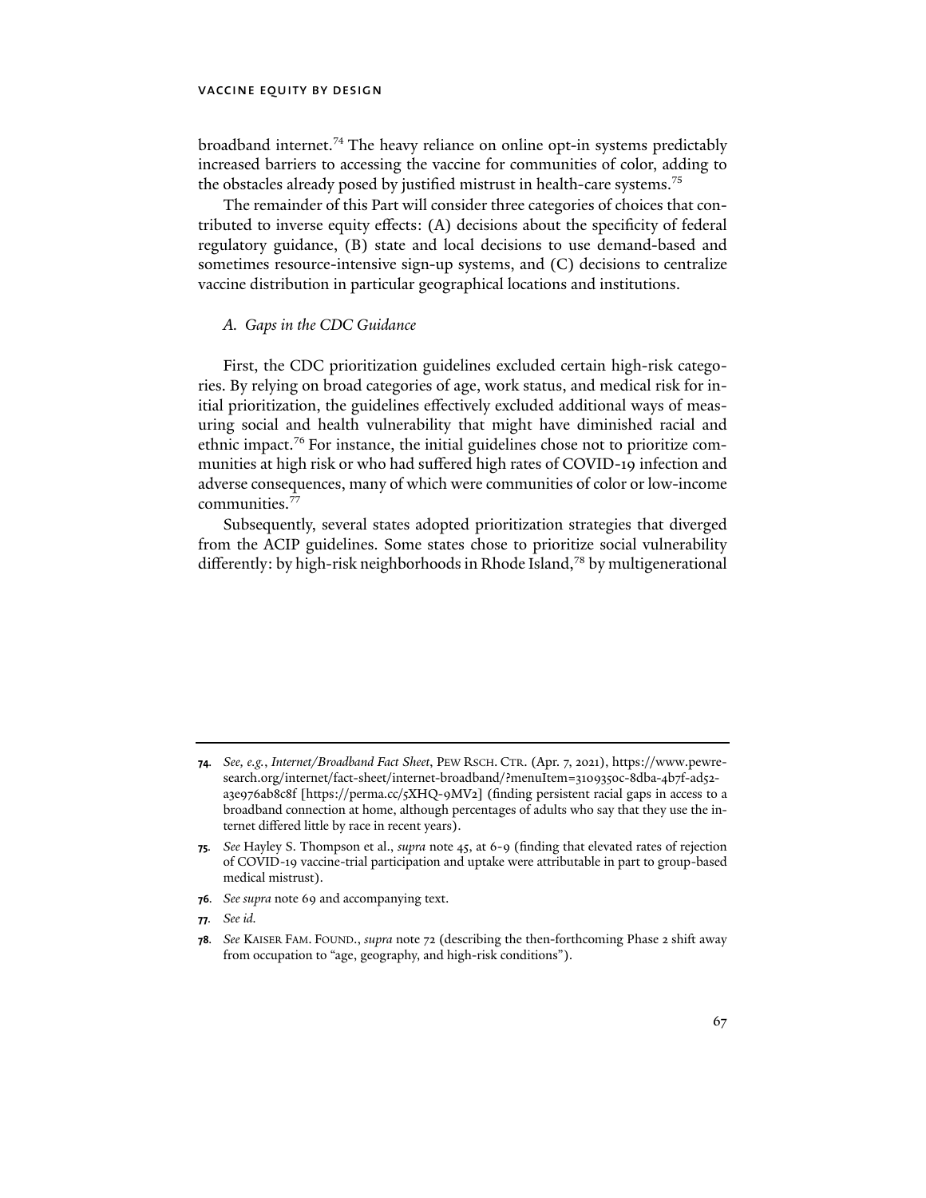broadband internet.[74] The heavy reliance on online opt-in systems predictably increased barriers to accessing the vaccine for communities of color, adding to the obstacles already posed by justified mistrust in health-care systems.[75]

The remainder of this Part will consider three categories of choices that contributed to inverse equity effects: (A) decisions about the specificity of federal regulatory guidance, (B) state and local decisions to use demand-based and sometimes resource-intensive sign-up systems, and (C) decisions to centralize vaccine distribution in particular geographical locations and institutions.

### *A. Gaps in the CDC Guidance*

First, the CDC prioritization guidelines excluded certain high-risk categories. By relying on broad categories of age, work status, and medical risk for initial prioritization, the guidelines effectively excluded additional ways of measuring social and health vulnerability that might have diminished racial and ethnic impact.[76] For instance, the initial guidelines chose not to prioritize communities at high risk or who had suffered high rates of COVID-19 infection and adverse consequences, many of which were communities of color or low-income communities.[77]

Subsequently, several states adopted prioritization strategies that diverged from the ACIP guidelines. Some states chose to prioritize social vulnerability differently: by high-risk neighborhoods in Rhode Island,[78] by multigenerational

---

**74.** *See, e.g.*, *Internet/Broadband Fact Sheet*, PEW RSCH. CTR. (Apr. 7, 2021), https://www.pewresearch.org/internet/fact-sheet/internet-broadband/?menuItem=3109350c-8dba-4b7f-ad52-a3e976ab8c8f [https://perma.cc/5XHQ-9MV2] (finding persistent racial gaps in access to a broadband connection at home, although percentages of adults who say that they use the internet differed little by race in recent years).

**75.** *See* Hayley S. Thompson et al., *supra* note 45, at 6-9 (finding that elevated rates of rejection of COVID-19 vaccine-trial participation and uptake were attributable in part to group-based medical mistrust).

**76.** *See supra* note 69 and accompanying text.

**77.** *See id.*

**78.** *See* KAISER FAM. FOUND., *supra* note 72 (describing the then-forthcoming Phase 2 shift away from occupation to "age, geography, and high-risk conditions").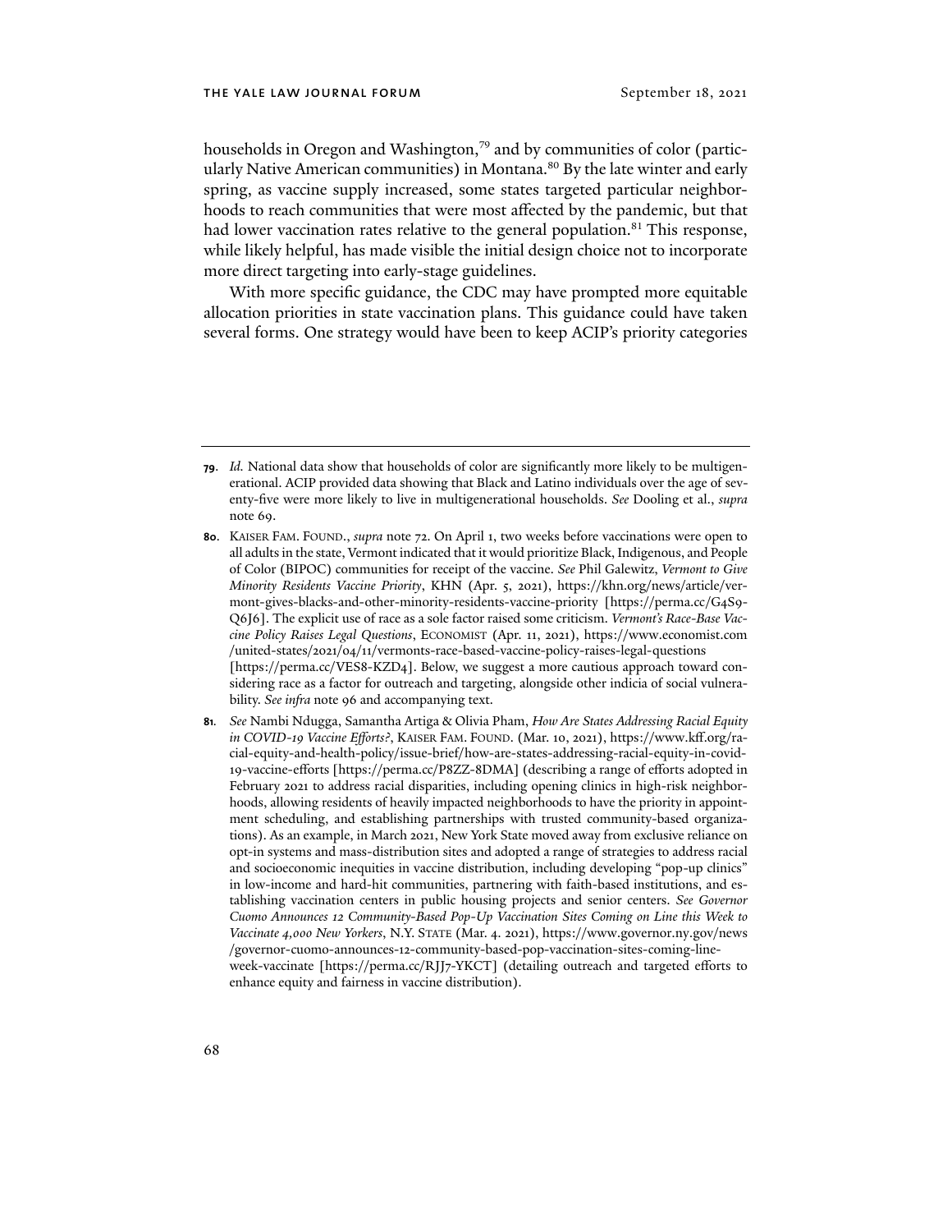households in Oregon and Washington,[79] and by communities of color (particularly Native American communities) in Montana.[80] By the late winter and early spring, as vaccine supply increased, some states targeted particular neighborhoods to reach communities that were most affected by the pandemic, but that had lower vaccination rates relative to the general population.[81] This response, while likely helpful, has made visible the initial design choice not to incorporate more direct targeting into early-stage guidelines.

With more specific guidance, the CDC may have prompted more equitable allocation priorities in state vaccination plans. This guidance could have taken several forms. One strategy would have been to keep ACIP's priority categories

---

**79.** *Id.* National data show that households of color are significantly more likely to be multigenerational. ACIP provided data showing that Black and Latino individuals over the age of seventy-five were more likely to live in multigenerational households. *See* Dooling et al., *supra* note 69.

**80.** KAISER FAM. FOUND., *supra* note 72. On April 1, two weeks before vaccinations were open to all adults in the state, Vermont indicated that it would prioritize Black, Indigenous, and People of Color (BIPOC) communities for receipt of the vaccine. *See* Phil Galewitz, *Vermont to Give Minority Residents Vaccine Priority*, KHN (Apr. 5, 2021), https://khn.org/news/article/vermont-gives-blacks-and-other-minority-residents-vaccine-priority [https://perma.cc/G4S9-Q6J6]. The explicit use of race as a sole factor raised some criticism. *Vermont's Race-Base Vaccine Policy Raises Legal Questions*, ECONOMIST (Apr. 11, 2021), https://www.economist.com/united-states/2021/04/11/vermonts-race-based-vaccine-policy-raises-legal-questions [https://perma.cc/VES8-KZD4]. Below, we suggest a more cautious approach toward considering race as a factor for outreach and targeting, alongside other indicia of social vulnerability. *See infra* note 96 and accompanying text.

**81.** *See* Nambi Ndugga, Samantha Artiga & Olivia Pham, *How Are States Addressing Racial Equity in COVID-19 Vaccine Efforts?*, KAISER FAM. FOUND. (Mar. 10, 2021), https://www.kff.org/racial-equity-and-health-policy/issue-brief/how-are-states-addressing-racial-equity-in-covid-19-vaccine-efforts [https://perma.cc/P8ZZ-8DMA] (describing a range of efforts adopted in February 2021 to address racial disparities, including opening clinics in high-risk neighborhoods, allowing residents of heavily impacted neighborhoods to have the priority in appointment scheduling, and establishing partnerships with trusted community-based organizations). As an example, in March 2021, New York State moved away from exclusive reliance on opt-in systems and mass-distribution sites and adopted a range of strategies to address racial and socioeconomic inequities in vaccine distribution, including developing "pop-up clinics" in low-income and hard-hit communities, partnering with faith-based institutions, and establishing vaccination centers in public housing projects and senior centers. *See Governor Cuomo Announces 12 Community-Based Pop-Up Vaccination Sites Coming on Line this Week to Vaccinate 4,000 New Yorkers*, N.Y. STATE (Mar. 4. 2021), https://www.governor.ny.gov/news/governor-cuomo-announces-12-community-based-pop-up-vaccination-sites-coming-line-week-vaccinate [https://perma.cc/RJJ7-YKCT] (detailing outreach and targeted efforts to enhance equity and fairness in vaccine distribution).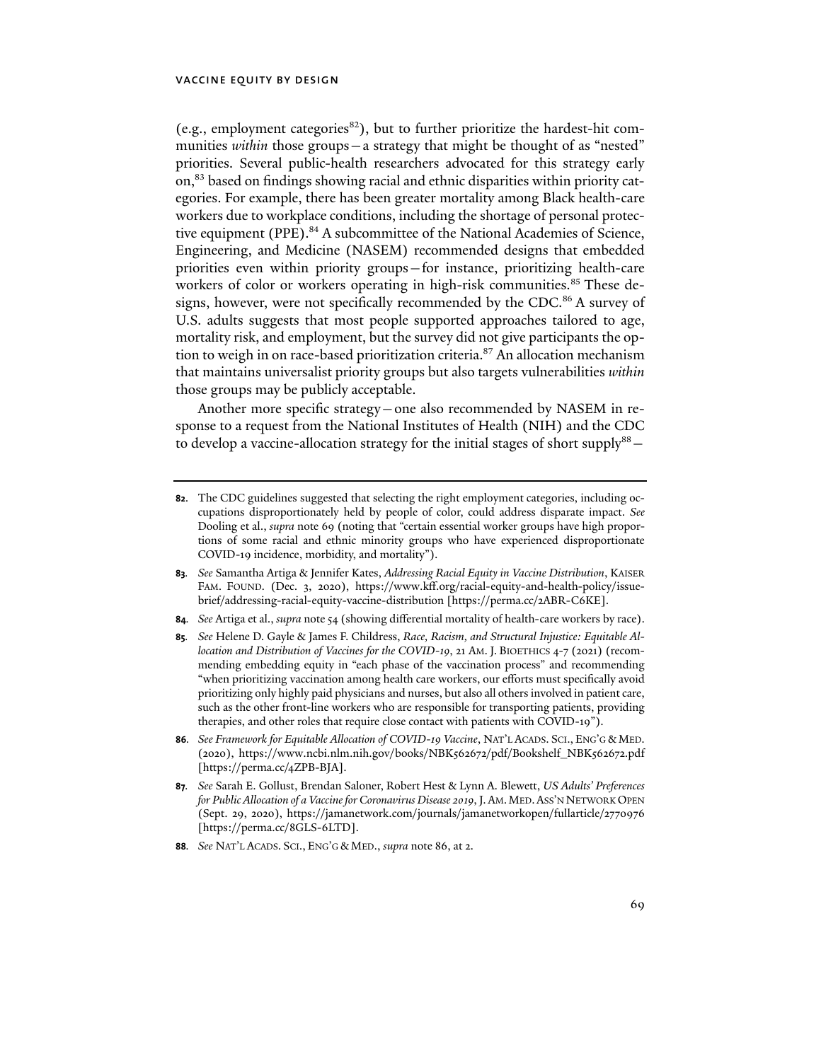(e.g., employment categories[82]), but to further prioritize the hardest-hit communities *within* those groups—a strategy that might be thought of as "nested" priorities. Several public-health researchers advocated for this strategy early on,[83] based on findings showing racial and ethnic disparities within priority categories. For example, there has been greater mortality among Black health-care workers due to workplace conditions, including the shortage of personal protective equipment (PPE).[84] A subcommittee of the National Academies of Science, Engineering, and Medicine (NASEM) recommended designs that embedded priorities even within priority groups—for instance, prioritizing health-care workers of color or workers operating in high-risk communities.[85] These designs, however, were not specifically recommended by the CDC.[86] A survey of U.S. adults suggests that most people supported approaches tailored to age, mortality risk, and employment, but the survey did not give participants the option to weigh in on race-based prioritization criteria.[87] An allocation mechanism that maintains universalist priority groups but also targets vulnerabilities *within* those groups may be publicly acceptable.

Another more specific strategy—one also recommended by NASEM in response to a request from the National Institutes of Health (NIH) and the CDC to develop a vaccine-allocation strategy for the initial stages of short supply[88]—

---

**82.** The CDC guidelines suggested that selecting the right employment categories, including occupations disproportionately held by people of color, could address disparate impact. *See* Dooling et al., *supra* note 69 (noting that "certain essential worker groups have high proportions of some racial and ethnic minority groups who have experienced disproportionate COVID-19 incidence, morbidity, and mortality").

**83.** *See* Samantha Artiga & Jennifer Kates, *Addressing Racial Equity in Vaccine Distribution*, KAISER FAM. FOUND. (Dec. 3, 2020), https://www.kff.org/racial-equity-and-health-policy/issue-brief/addressing-racial-equity-vaccine-distribution [https://perma.cc/2ABR-C6KE].

**84.** *See* Artiga et al., *supra* note 54 (showing differential mortality of health-care workers by race).

**85.** *See* Helene D. Gayle & James F. Childress, *Race, Racism, and Structural Injustice: Equitable Allocation and Distribution of Vaccines for the COVID-19*, 21 AM. J. BIOETHICS 4-7 (2021) (recommending embedding equity in "each phase of the vaccination process" and recommending "when prioritizing vaccination among health care workers, our efforts must specifically avoid prioritizing only highly paid physicians and nurses, but also all others involved in patient care, such as the other front-line workers who are responsible for transporting patients, providing therapies, and other roles that require close contact with patients with COVID-19").

**86.** *See Framework for Equitable Allocation of COVID-19 Vaccine*, NAT'L ACADS. SCI., ENG'G & MED. (2020), https://www.ncbi.nlm.nih.gov/books/NBK562672/pdf/Bookshelf_NBK562672.pdf [https://perma.cc/4ZPB-BJA].

**87.** *See* Sarah E. Gollust, Brendan Saloner, Robert Hest & Lynn A. Blewett, *US Adults' Preferences for Public Allocation of a Vaccine for Coronavirus Disease 2019*, J. AM. MED. ASS'N NETWORK OPEN (Sept. 29, 2020), https://jamanetwork.com/journals/jamanetworkopen/fullarticle/2770976 [https://perma.cc/8GLS-6LTD].

**88.** *See* NAT'L ACADS. SCI., ENG'G & MED., *supra* note 86, at 2.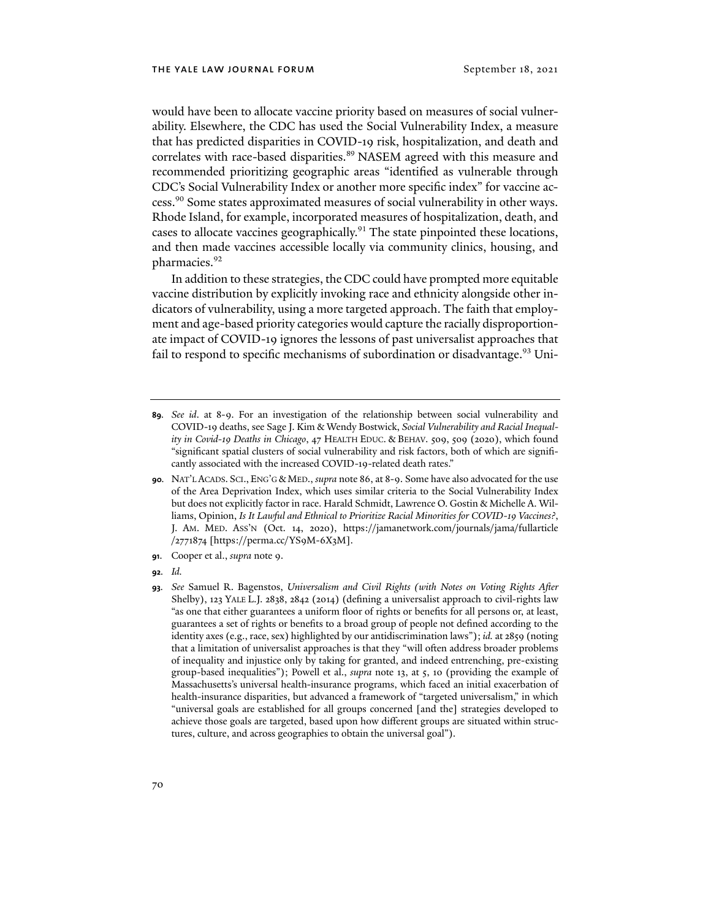would have been to allocate vaccine priority based on measures of social vulnerability. Elsewhere, the CDC has used the Social Vulnerability Index, a measure that has predicted disparities in COVID-19 risk, hospitalization, and death and correlates with race-based disparities.[89] NASEM agreed with this measure and recommended prioritizing geographic areas "identified as vulnerable through CDC's Social Vulnerability Index or another more specific index" for vaccine access.[90] Some states approximated measures of social vulnerability in other ways. Rhode Island, for example, incorporated measures of hospitalization, death, and cases to allocate vaccines geographically.[91] The state pinpointed these locations, and then made vaccines accessible locally via community clinics, housing, and pharmacies.[92]

In addition to these strategies, the CDC could have prompted more equitable vaccine distribution by explicitly invoking race and ethnicity alongside other indicators of vulnerability, using a more targeted approach. The faith that employment and age-based priority categories would capture the racially disproportionate impact of COVID-19 ignores the lessons of past universalist approaches that fail to respond to specific mechanisms of subordination or disadvantage.[93] Uni-

---

**89.** *See id.* at 8-9. For an investigation of the relationship between social vulnerability and COVID-19 deaths, see Sage J. Kim & Wendy Bostwick, *Social Vulnerability and Racial Inequality in Covid-19 Deaths in Chicago*, 47 HEALTH EDUC. & BEHAV. 509, 509 (2020), which found "significant spatial clusters of social vulnerability and risk factors, both of which are significantly associated with the increased COVID-19-related death rates."

**90.** NAT'L ACADS. SCI., ENG'G & MED., *supra* note 86, at 8-9. Some have also advocated for the use of the Area Deprivation Index, which uses similar criteria to the Social Vulnerability Index but does not explicitly factor in race. Harald Schmidt, Lawrence O. Gostin & Michelle A. Williams, Opinion, *Is It Lawful and Ethnical to Prioritize Racial Minorities for COVID-19 Vaccines?*, J. AM. MED. ASS'N (Oct. 14, 2020), https://jamanetwork.com/journals/jama/fullarticle/2771874 [https://perma.cc/YS9M-6X3M].

**91.** Cooper et al., *supra* note 9.

**92.** *Id.*

**93.** *See* Samuel R. Bagenstos, *Universalism and Civil Rights (with Notes on Voting Rights After* Shelby), 123 YALE L.J. 2838, 2842 (2014) (defining a universalist approach to civil-rights law "as one that either guarantees a uniform floor of rights or benefits for all persons or, at least, guarantees a set of rights or benefits to a broad group of people not defined according to the identity axes (e.g., race, sex) highlighted by our antidiscrimination laws"); *id.* at 2859 (noting that a limitation of universalist approaches is that they "will often address broader problems of inequality and injustice only by taking for granted, and indeed entrenching, pre-existing group-based inequalities"); Powell et al., *supra* note 13, at 5, 10 (providing the example of Massachusetts's universal health-insurance programs, which faced an initial exacerbation of health-insurance disparities, but advanced a framework of "targeted universalism," in which "universal goals are established for all groups concerned [and the] strategies developed to achieve those goals are targeted, based upon how different groups are situated within structures, culture, and across geographies to obtain the universal goal").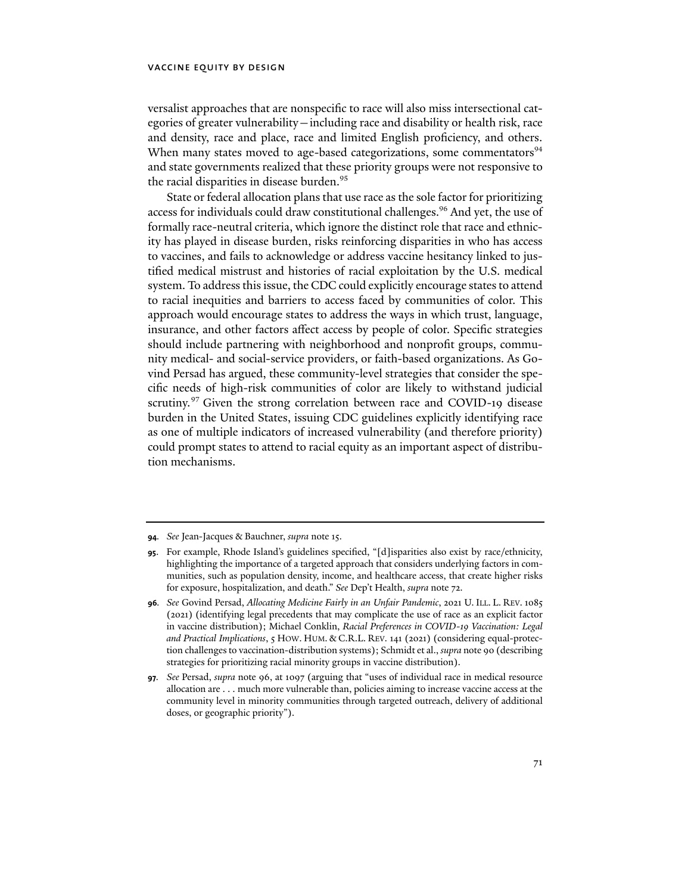versalist approaches that are nonspecific to race will also miss intersectional categories of greater vulnerability—including race and disability or health risk, race and density, race and place, race and limited English proficiency, and others. When many states moved to age-based categorizations, some commentators[94] and state governments realized that these priority groups were not responsive to the racial disparities in disease burden.[95]

State or federal allocation plans that use race as the sole factor for prioritizing access for individuals could draw constitutional challenges.[96] And yet, the use of formally race-neutral criteria, which ignore the distinct role that race and ethnicity has played in disease burden, risks reinforcing disparities in who has access to vaccines, and fails to acknowledge or address vaccine hesitancy linked to justified medical mistrust and histories of racial exploitation by the U.S. medical system. To address this issue, the CDC could explicitly encourage states to attend to racial inequities and barriers to access faced by communities of color. This approach would encourage states to address the ways in which trust, language, insurance, and other factors affect access by people of color. Specific strategies should include partnering with neighborhood and nonprofit groups, community medical- and social-service providers, or faith-based organizations. As Govind Persad has argued, these community-level strategies that consider the specific needs of high-risk communities of color are likely to withstand judicial scrutiny.[97] Given the strong correlation between race and COVID-19 disease burden in the United States, issuing CDC guidelines explicitly identifying race as one of multiple indicators of increased vulnerability (and therefore priority) could prompt states to attend to racial equity as an important aspect of distribution mechanisms.

---

**94.** *See* Jean-Jacques & Bauchner, *supra* note 15.

**95.** For example, Rhode Island's guidelines specified, "[d]isparities also exist by race/ethnicity, highlighting the importance of a targeted approach that considers underlying factors in communities, such as population density, income, and healthcare access, that create higher risks for exposure, hospitalization, and death." *See* Dep't Health, *supra* note 72.

**96.** *See* Govind Persad, *Allocating Medicine Fairly in an Unfair Pandemic*, 2021 U. ILL. L. REV. 1085 (2021) (identifying legal precedents that may complicate the use of race as an explicit factor in vaccine distribution); Michael Conklin, *Racial Preferences in COVID-19 Vaccination: Legal and Practical Implications*, 5 HOW. HUM. & C.R.L. REV. 141 (2021) (considering equal-protection challenges to vaccination-distribution systems); Schmidt et al., *supra* note 90 (describing strategies for prioritizing racial minority groups in vaccine distribution).

**97.** *See* Persad, *supra* note 96, at 1097 (arguing that "uses of individual race in medical resource allocation are . . . much more vulnerable than, policies aiming to increase vaccine access at the community level in minority communities through targeted outreach, delivery of additional doses, or geographic priority").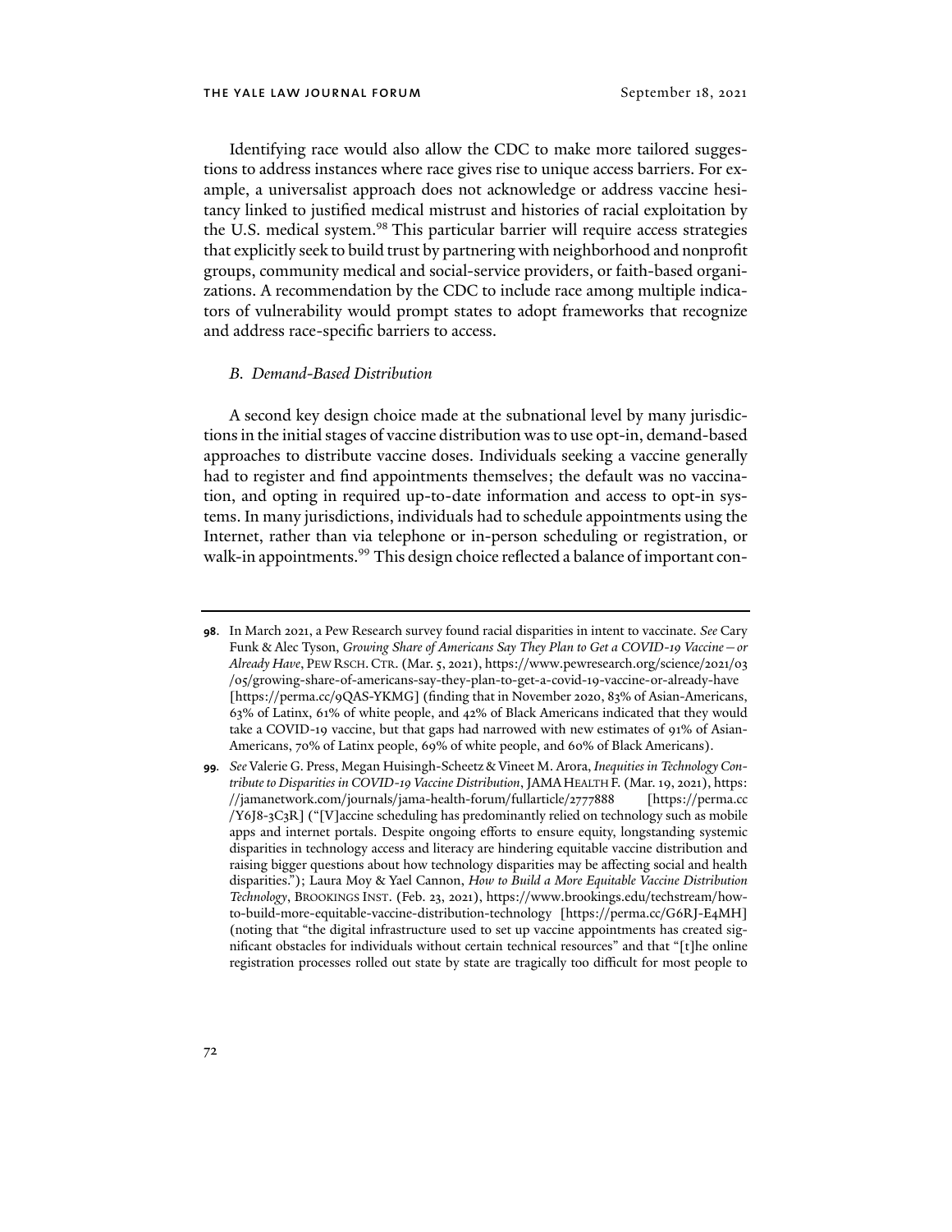Identifying race would also allow the CDC to make more tailored suggestions to address instances where race gives rise to unique access barriers. For example, a universalist approach does not acknowledge or address vaccine hesitancy linked to justified medical mistrust and histories of racial exploitation by the U.S. medical system.[98] This particular barrier will require access strategies that explicitly seek to build trust by partnering with neighborhood and nonprofit groups, community medical and social-service providers, or faith-based organizations. A recommendation by the CDC to include race among multiple indicators of vulnerability would prompt states to adopt frameworks that recognize and address race-specific barriers to access.

### *B. Demand-Based Distribution*

A second key design choice made at the subnational level by many jurisdictions in the initial stages of vaccine distribution was to use opt-in, demand-based approaches to distribute vaccine doses. Individuals seeking a vaccine generally had to register and find appointments themselves; the default was no vaccination, and opting in required up-to-date information and access to opt-in systems. In many jurisdictions, individuals had to schedule appointments using the Internet, rather than via telephone or in-person scheduling or registration, or walk-in appointments.[99] This design choice reflected a balance of important con-

---

**98**. In March 2021, a Pew Research survey found racial disparities in intent to vaccinate. *See* Cary Funk & Alec Tyson, *Growing Share of Americans Say They Plan to Get a COVID-19 Vaccine—or Already Have*, PEW RSCH. CTR. (Mar. 5, 2021), https://www.pewresearch.org/science/2021/03/05/growing-share-of-americans-say-they-plan-to-get-a-covid-19-vaccine-or-already-have [https://perma.cc/9QAS-YKMG] (finding that in November 2020, 83% of Asian-Americans, 63% of Latinx, 61% of white people, and 42% of Black Americans indicated that they would take a COVID-19 vaccine, but that gaps had narrowed with new estimates of 91% of Asian-Americans, 70% of Latinx people, 69% of white people, and 60% of Black Americans).

**99**. *See* Valerie G. Press, Megan Huisingh-Scheetz & Vineet M. Arora, *Inequities in Technology Contribute to Disparities in COVID-19 Vaccine Distribution*, JAMA HEALTH F. (Mar. 19, 2021), https://jamanetwork.com/journals/jama-health-forum/fullarticle/2777888 [https://perma.cc/Y6J8-3C3R] ("[V]accine scheduling has predominantly relied on technology such as mobile apps and internet portals. Despite ongoing efforts to ensure equity, longstanding systemic disparities in technology access and literacy are hindering equitable vaccine distribution and raising bigger questions about how technology disparities may be affecting social and health disparities."); Laura Moy & Yael Cannon, *How to Build a More Equitable Vaccine Distribution Technology*, BROOKINGS INST. (Feb. 23, 2021), https://www.brookings.edu/techstream/how-to-build-more-equitable-vaccine-distribution-technology [https://perma.cc/G6RJ-E4MH] (noting that "the digital infrastructure used to set up vaccine appointments has created significant obstacles for individuals without certain technical resources" and that "[t]he online registration processes rolled out state by state are tragically too difficult for most people to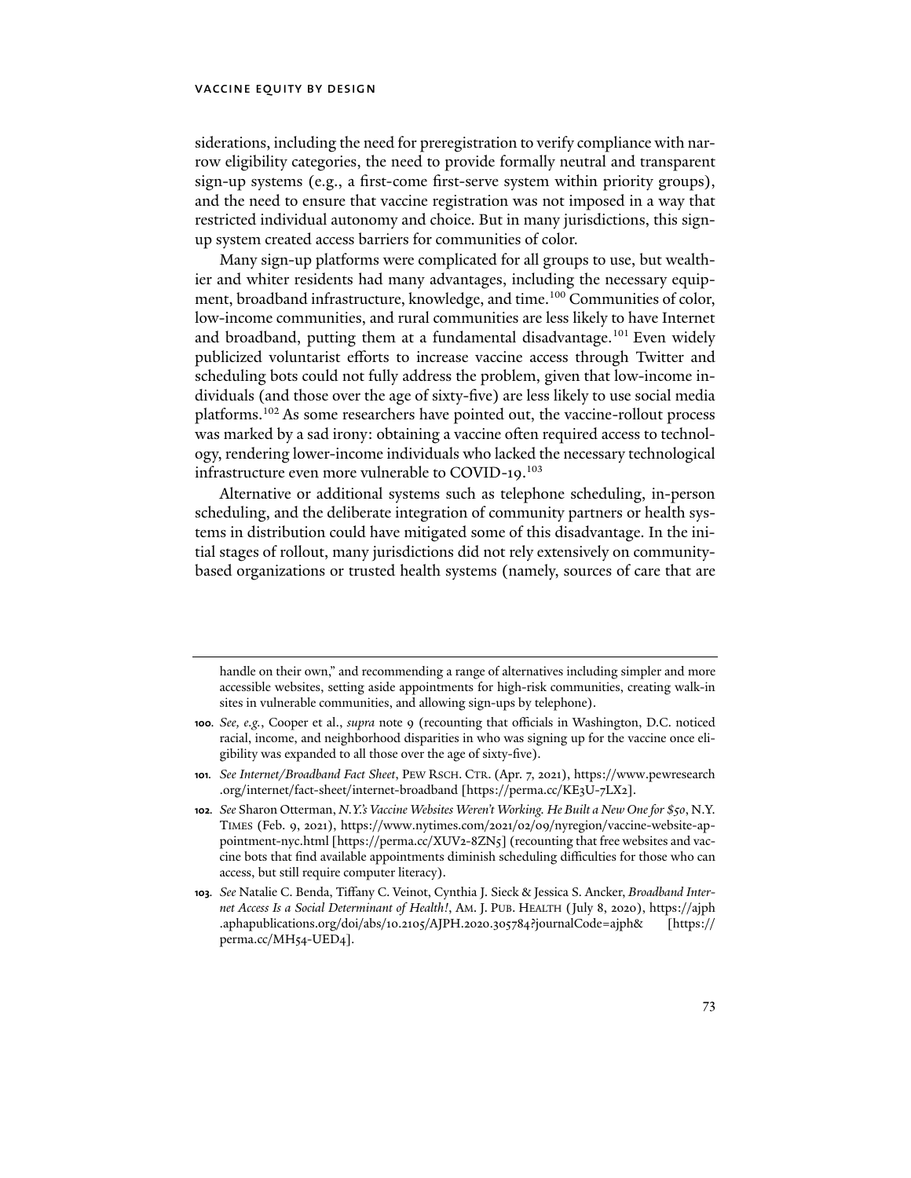siderations, including the need for preregistration to verify compliance with narrow eligibility categories, the need to provide formally neutral and transparent sign-up systems (e.g., a first-come first-serve system within priority groups), and the need to ensure that vaccine registration was not imposed in a way that restricted individual autonomy and choice. But in many jurisdictions, this sign-up system created access barriers for communities of color.

Many sign-up platforms were complicated for all groups to use, but wealthier and whiter residents had many advantages, including the necessary equipment, broadband infrastructure, knowledge, and time.[100] Communities of color, low-income communities, and rural communities are less likely to have Internet and broadband, putting them at a fundamental disadvantage.[101] Even widely publicized voluntarist efforts to increase vaccine access through Twitter and scheduling bots could not fully address the problem, given that low-income individuals (and those over the age of sixty-five) are less likely to use social media platforms.[102] As some researchers have pointed out, the vaccine-rollout process was marked by a sad irony: obtaining a vaccine often required access to technology, rendering lower-income individuals who lacked the necessary technological infrastructure even more vulnerable to COVID-19.[103]

Alternative or additional systems such as telephone scheduling, in-person scheduling, and the deliberate integration of community partners or health systems in distribution could have mitigated some of this disadvantage. In the initial stages of rollout, many jurisdictions did not rely extensively on community-based organizations or trusted health systems (namely, sources of care that are

---

handle on their own," and recommending a range of alternatives including simpler and more accessible websites, setting aside appointments for high-risk communities, creating walk-in sites in vulnerable communities, and allowing sign-ups by telephone).

**100.** *See, e.g.*, Cooper et al., *supra* note 9 (recounting that officials in Washington, D.C. noticed racial, income, and neighborhood disparities in who was signing up for the vaccine once eligibility was expanded to all those over the age of sixty-five).

**101.** *See Internet/Broadband Fact Sheet*, PEW RSCH. CTR. (Apr. 7, 2021), https://www.pewresearch.org/internet/fact-sheet/internet-broadband [https://perma.cc/KE3U-7LX2].

**102.** *See* Sharon Otterman, *N.Y.'s Vaccine Websites Weren't Working. He Built a New One for $50*, N.Y. TIMES (Feb. 9, 2021), https://www.nytimes.com/2021/02/09/nyregion/vaccine-website-appointment-nyc.html [https://perma.cc/XUV2-8ZN5] (recounting that free websites and vaccine bots that find available appointments diminish scheduling difficulties for those who can access, but still require computer literacy).

**103.** *See* Natalie C. Benda, Tiffany C. Veinot, Cynthia J. Sieck & Jessica S. Ancker, *Broadband Internet Access Is a Social Determinant of Health!*, AM. J. PUB. HEALTH (July 8, 2020), https://ajph.aphapublications.org/doi/abs/10.2105/AJPH.2020.305784?journalCode=ajph& [https://perma.cc/MH54-UED4].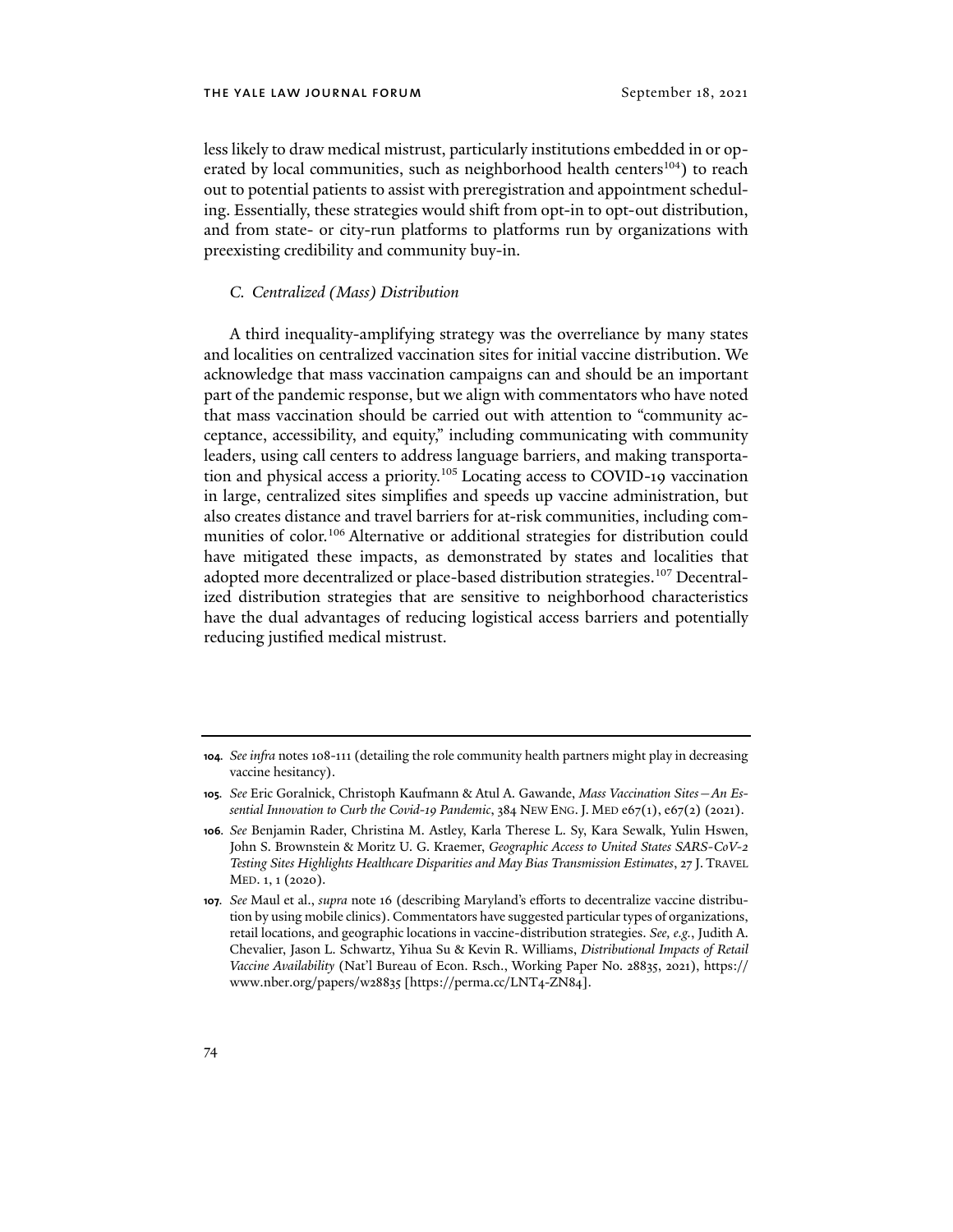less likely to draw medical mistrust, particularly institutions embedded in or operated by local communities, such as neighborhood health centers[104]) to reach out to potential patients to assist with preregistration and appointment scheduling. Essentially, these strategies would shift from opt-in to opt-out distribution, and from state- or city-run platforms to platforms run by organizations with preexisting credibility and community buy-in.

### *C. Centralized (Mass) Distribution*

A third inequality-amplifying strategy was the overreliance by many states and localities on centralized vaccination sites for initial vaccine distribution. We acknowledge that mass vaccination campaigns can and should be an important part of the pandemic response, but we align with commentators who have noted that mass vaccination should be carried out with attention to "community acceptance, accessibility, and equity," including communicating with community leaders, using call centers to address language barriers, and making transportation and physical access a priority.[105] Locating access to COVID-19 vaccination in large, centralized sites simplifies and speeds up vaccine administration, but also creates distance and travel barriers for at-risk communities, including communities of color.[106] Alternative or additional strategies for distribution could have mitigated these impacts, as demonstrated by states and localities that adopted more decentralized or place-based distribution strategies.[107] Decentralized distribution strategies that are sensitive to neighborhood characteristics have the dual advantages of reducing logistical access barriers and potentially reducing justified medical mistrust.

---

**104.** *See infra* notes 108-111 (detailing the role community health partners might play in decreasing vaccine hesitancy).

**105.** *See* Eric Goralnick, Christoph Kaufmann & Atul A. Gawande, *Mass Vaccination Sites—An Essential Innovation to Curb the Covid-19 Pandemic*, 384 NEW ENG. J. MED e67(1), e67(2) (2021).

**106.** *See* Benjamin Rader, Christina M. Astley, Karla Therese L. Sy, Kara Sewalk, Yulin Hswen, John S. Brownstein & Moritz U. G. Kraemer, *Geographic Access to United States SARS-CoV-2 Testing Sites Highlights Healthcare Disparities and May Bias Transmission Estimates*, 27 J. TRAVEL MED. 1, 1 (2020).

**107.** *See* Maul et al., *supra* note 16 (describing Maryland's efforts to decentralize vaccine distribution by using mobile clinics). Commentators have suggested particular types of organizations, retail locations, and geographic locations in vaccine-distribution strategies. *See, e.g.*, Judith A. Chevalier, Jason L. Schwartz, Yihua Su & Kevin R. Williams, *Distributional Impacts of Retail Vaccine Availability* (Nat'l Bureau of Econ. Rsch., Working Paper No. 28835, 2021), https://www.nber.org/papers/w28835 [https://perma.cc/LNT4-ZN84].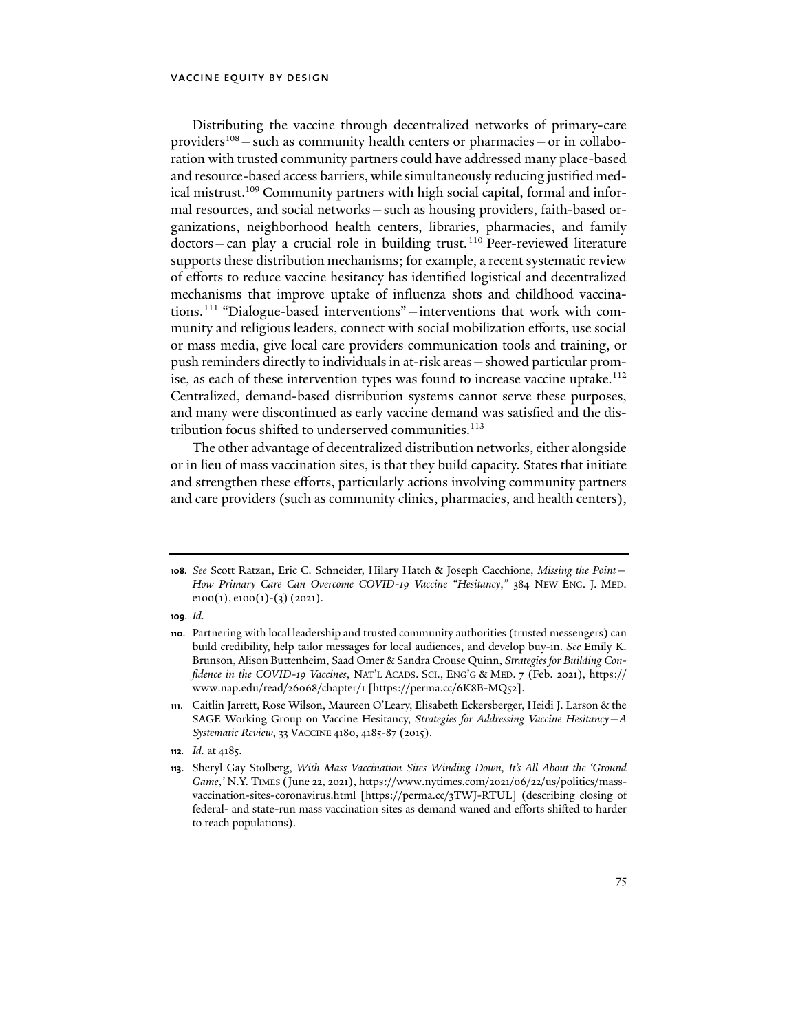Distributing the vaccine through decentralized networks of primary-care providers[108]—such as community health centers or pharmacies—or in collaboration with trusted community partners could have addressed many place-based and resource-based access barriers, while simultaneously reducing justified medical mistrust.[109] Community partners with high social capital, formal and informal resources, and social networks—such as housing providers, faith-based organizations, neighborhood health centers, libraries, pharmacies, and family doctors—can play a crucial role in building trust.[110] Peer-reviewed literature supports these distribution mechanisms; for example, a recent systematic review of efforts to reduce vaccine hesitancy has identified logistical and decentralized mechanisms that improve uptake of influenza shots and childhood vaccinations.[111] "Dialogue-based interventions"—interventions that work with community and religious leaders, connect with social mobilization efforts, use social or mass media, give local care providers communication tools and training, or push reminders directly to individuals in at-risk areas—showed particular promise, as each of these intervention types was found to increase vaccine uptake.[112] Centralized, demand-based distribution systems cannot serve these purposes, and many were discontinued as early vaccine demand was satisfied and the distribution focus shifted to underserved communities.[113]

The other advantage of decentralized distribution networks, either alongside or in lieu of mass vaccination sites, is that they build capacity. States that initiate and strengthen these efforts, particularly actions involving community partners and care providers (such as community clinics, pharmacies, and health centers),

---

**108.** *See* Scott Ratzan, Eric C. Schneider, Hilary Hatch & Joseph Cacchione, *Missing the Point—How Primary Care Can Overcome COVID-19 Vaccine "Hesitancy*,*"* 384 NEW ENG. J. MED. e100(1), e100(1)-(3) (2021).

**109.** *Id.*

**110.** Partnering with local leadership and trusted community authorities (trusted messengers) can build credibility, help tailor messages for local audiences, and develop buy-in. *See* Emily K. Brunson, Alison Buttenheim, Saad Omer & Sandra Crouse Quinn, *Strategies for Building Confidence in the COVID-19 Vaccines*, NAT'L ACADS. SCI., ENG'G & MED. 7 (Feb. 2021), https://www.nap.edu/read/26068/chapter/1 [https://perma.cc/6K8B-MQ52].

**111.** Caitlin Jarrett, Rose Wilson, Maureen O'Leary, Elisabeth Eckersberger, Heidi J. Larson & the SAGE Working Group on Vaccine Hesitancy, *Strategies for Addressing Vaccine Hesitancy—A Systematic Review*, 33 VACCINE 4180, 4185-87 (2015).

**112.** *Id.* at 4185.

**113.** Sheryl Gay Stolberg, *With Mass Vaccination Sites Winding Down, It's All About the 'Ground Game*,*'* N.Y. TIMES (June 22, 2021), https://www.nytimes.com/2021/06/22/us/politics/mass-vaccination-sites-coronavirus.html [https://perma.cc/3TWJ-RTUL] (describing closing of federal- and state-run mass vaccination sites as demand waned and efforts shifted to harder to reach populations).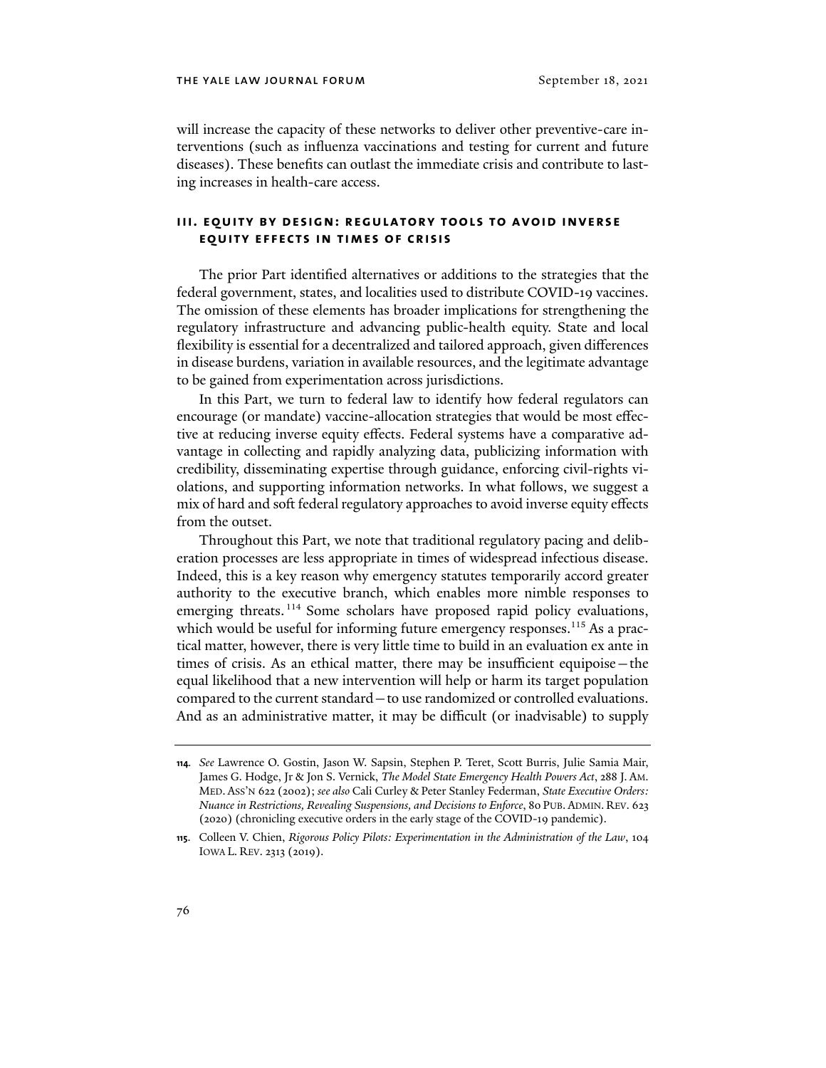will increase the capacity of these networks to deliver other preventive-care interventions (such as influenza vaccinations and testing for current and future diseases). These benefits can outlast the immediate crisis and contribute to lasting increases in health-care access.

## III. EQUITY BY DESIGN: REGULATORY TOOLS TO AVOID INVERSE EQUITY EFFECTS IN TIMES OF CRISIS

The prior Part identified alternatives or additions to the strategies that the federal government, states, and localities used to distribute COVID-19 vaccines. The omission of these elements has broader implications for strengthening the regulatory infrastructure and advancing public-health equity. State and local flexibility is essential for a decentralized and tailored approach, given differences in disease burdens, variation in available resources, and the legitimate advantage to be gained from experimentation across jurisdictions.

In this Part, we turn to federal law to identify how federal regulators can encourage (or mandate) vaccine-allocation strategies that would be most effective at reducing inverse equity effects. Federal systems have a comparative advantage in collecting and rapidly analyzing data, publicizing information with credibility, disseminating expertise through guidance, enforcing civil-rights violations, and supporting information networks. In what follows, we suggest a mix of hard and soft federal regulatory approaches to avoid inverse equity effects from the outset.

Throughout this Part, we note that traditional regulatory pacing and deliberation processes are less appropriate in times of widespread infectious disease. Indeed, this is a key reason why emergency statutes temporarily accord greater authority to the executive branch, which enables more nimble responses to emerging threats.[114] Some scholars have proposed rapid policy evaluations, which would be useful for informing future emergency responses.[115] As a practical matter, however, there is very little time to build in an evaluation ex ante in times of crisis. As an ethical matter, there may be insufficient equipoise—the equal likelihood that a new intervention will help or harm its target population compared to the current standard—to use randomized or controlled evaluations. And as an administrative matter, it may be difficult (or inadvisable) to supply

---

114. *See* Lawrence O. Gostin, Jason W. Sapsin, Stephen P. Teret, Scott Burris, Julie Samia Mair, James G. Hodge, Jr & Jon S. Vernick, *The Model State Emergency Health Powers Act*, 288 J. AM. MED. ASS'N 622 (2002); *see also* Cali Curley & Peter Stanley Federman, *State Executive Orders: Nuance in Restrictions, Revealing Suspensions, and Decisions to Enforce*, 80 PUB. ADMIN. REV. 623 (2020) (chronicling executive orders in the early stage of the COVID-19 pandemic).

115. Colleen V. Chien, *Rigorous Policy Pilots: Experimentation in the Administration of the Law*, 104 IOWA L. REV. 2313 (2019).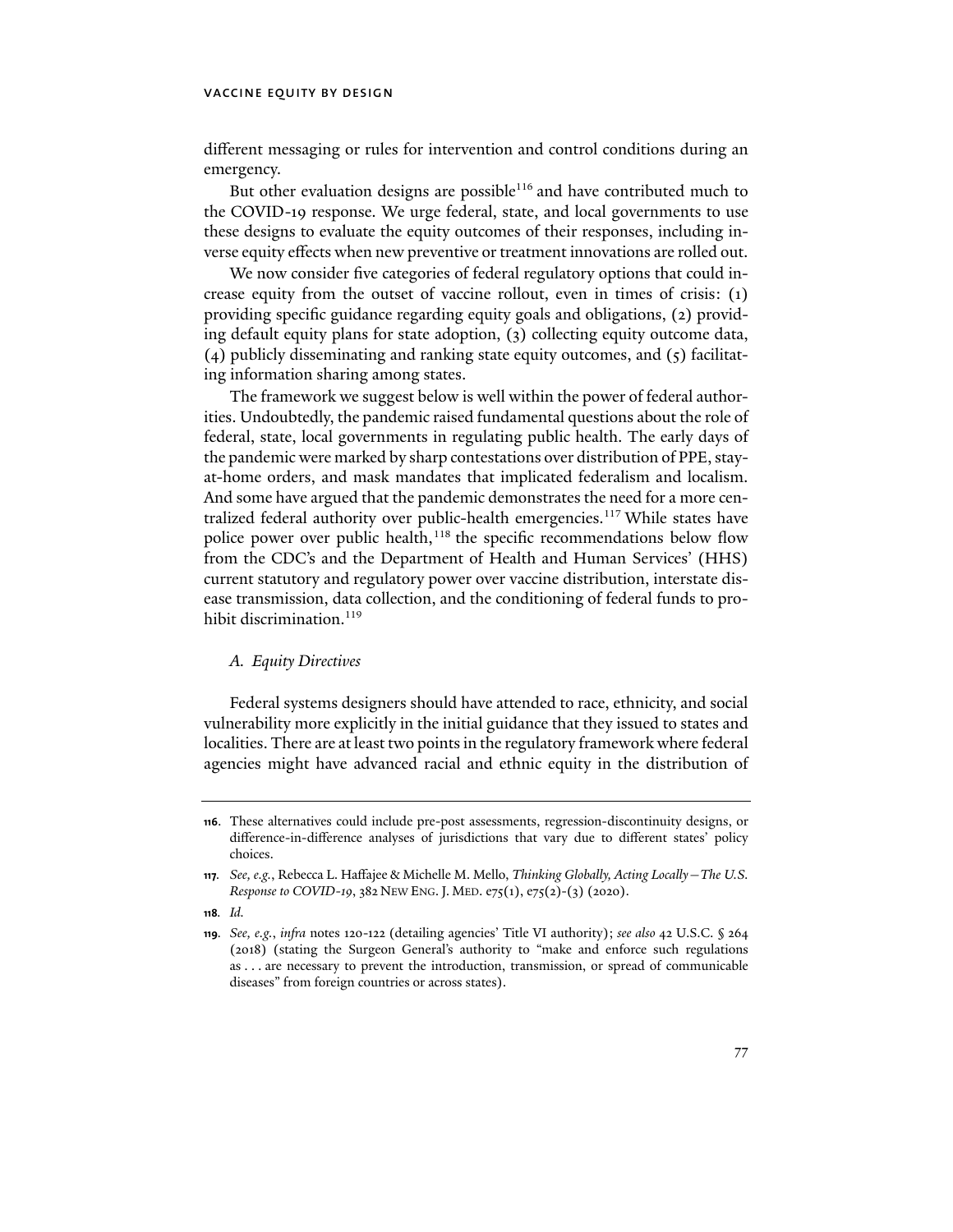different messaging or rules for intervention and control conditions during an emergency.

But other evaluation designs are possible[116] and have contributed much to the COVID-19 response. We urge federal, state, and local governments to use these designs to evaluate the equity outcomes of their responses, including inverse equity effects when new preventive or treatment innovations are rolled out.

We now consider five categories of federal regulatory options that could increase equity from the outset of vaccine rollout, even in times of crisis: (1) providing specific guidance regarding equity goals and obligations, (2) providing default equity plans for state adoption, (3) collecting equity outcome data, (4) publicly disseminating and ranking state equity outcomes, and (5) facilitating information sharing among states.

The framework we suggest below is well within the power of federal authorities. Undoubtedly, the pandemic raised fundamental questions about the role of federal, state, local governments in regulating public health. The early days of the pandemic were marked by sharp contestations over distribution of PPE, stay-at-home orders, and mask mandates that implicated federalism and localism. And some have argued that the pandemic demonstrates the need for a more centralized federal authority over public-health emergencies.[117] While states have police power over public health,[118] the specific recommendations below flow from the CDC's and the Department of Health and Human Services' (HHS) current statutory and regulatory power over vaccine distribution, interstate disease transmission, data collection, and the conditioning of federal funds to prohibit discrimination.[119]

### *A. Equity Directives*

Federal systems designers should have attended to race, ethnicity, and social vulnerability more explicitly in the initial guidance that they issued to states and localities. There are at least two points in the regulatory framework where federal agencies might have advanced racial and ethnic equity in the distribution of

---

**116**. These alternatives could include pre-post assessments, regression-discontinuity designs, or difference-in-difference analyses of jurisdictions that vary due to different states' policy choices.

**117**. *See, e.g.*, Rebecca L. Haffajee & Michelle M. Mello, *Thinking Globally, Acting Locally—The U.S. Response to COVID-19*, 382 NEW ENG. J. MED. e75(1), e75(2)-(3) (2020).

**118**. *Id.*

**119**. *See, e.g.*, *infra* notes 120-122 (detailing agencies' Title VI authority); *see also* 42 U.S.C. § 264 (2018) (stating the Surgeon General's authority to "make and enforce such regulations as . . . are necessary to prevent the introduction, transmission, or spread of communicable diseases" from foreign countries or across states).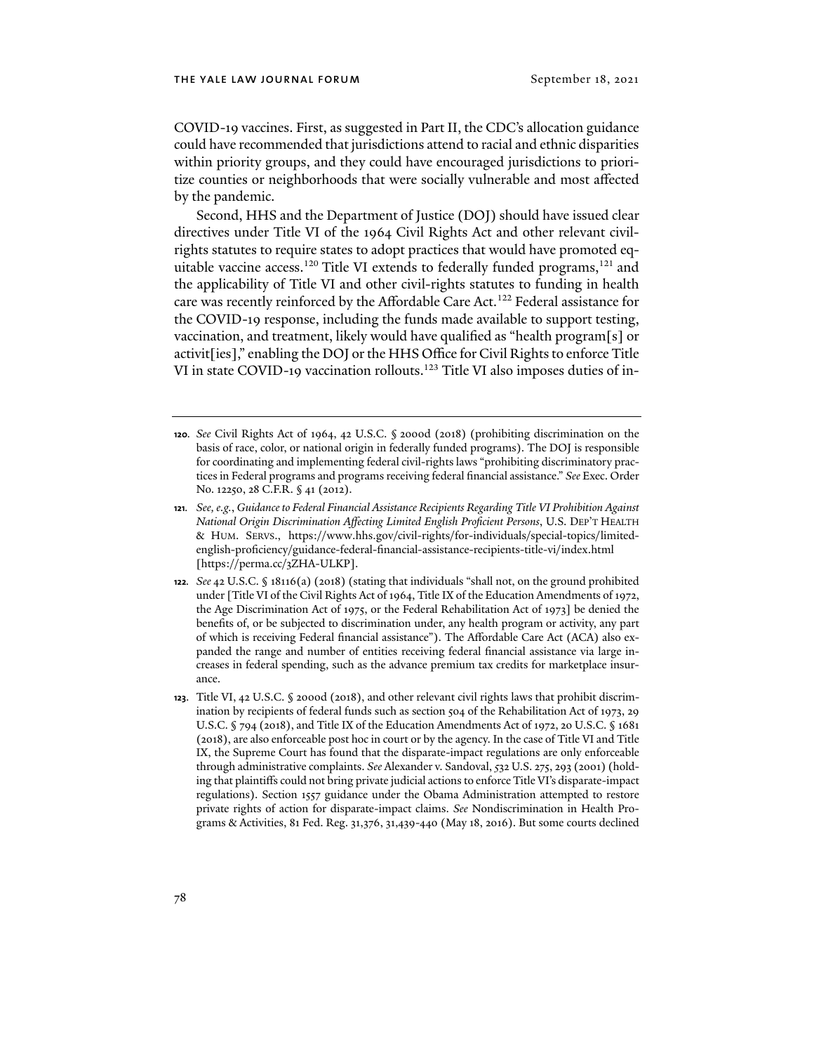COVID-19 vaccines. First, as suggested in Part II, the CDC's allocation guidance could have recommended that jurisdictions attend to racial and ethnic disparities within priority groups, and they could have encouraged jurisdictions to prioritize counties or neighborhoods that were socially vulnerable and most affected by the pandemic.

Second, HHS and the Department of Justice (DOJ) should have issued clear directives under Title VI of the 1964 Civil Rights Act and other relevant civil-rights statutes to require states to adopt practices that would have promoted equitable vaccine access.[120] Title VI extends to federally funded programs,[121] and the applicability of Title VI and other civil-rights statutes to funding in health care was recently reinforced by the Affordable Care Act.[122] Federal assistance for the COVID-19 response, including the funds made available to support testing, vaccination, and treatment, likely would have qualified as "health program[s] or activit[ies]," enabling the DOJ or the HHS Office for Civil Rights to enforce Title VI in state COVID-19 vaccination rollouts.[123] Title VI also imposes duties of in-

---

**120.** *See* Civil Rights Act of 1964, 42 U.S.C. § 2000d (2018) (prohibiting discrimination on the basis of race, color, or national origin in federally funded programs). The DOJ is responsible for coordinating and implementing federal civil-rights laws "prohibiting discriminatory practices in Federal programs and programs receiving federal financial assistance." *See* Exec. Order No. 12250, 28 C.F.R. § 41 (2012).

**121.** *See, e.g.*, *Guidance to Federal Financial Assistance Recipients Regarding Title VI Prohibition Against National Origin Discrimination Affecting Limited English Proficient Persons*, U.S. DEP'T HEALTH & HUM. SERVS., https://www.hhs.gov/civil-rights/for-individuals/special-topics/limited-english-proficiency/guidance-federal-financial-assistance-recipients-title-vi/index.html [https://perma.cc/3ZHA-ULKP].

**122.** *See* 42 U.S.C. § 18116(a) (2018) (stating that individuals "shall not, on the ground prohibited under [Title VI of the Civil Rights Act of 1964, Title IX of the Education Amendments of 1972, the Age Discrimination Act of 1975, or the Federal Rehabilitation Act of 1973] be denied the benefits of, or be subjected to discrimination under, any health program or activity, any part of which is receiving Federal financial assistance"). The Affordable Care Act (ACA) also expanded the range and number of entities receiving federal financial assistance via large increases in federal spending, such as the advance premium tax credits for marketplace insurance.

**123.** Title VI, 42 U.S.C. § 2000d (2018), and other relevant civil rights laws that prohibit discrimination by recipients of federal funds such as section 504 of the Rehabilitation Act of 1973, 29 U.S.C. § 794 (2018), and Title IX of the Education Amendments Act of 1972, 20 U.S.C. § 1681 (2018), are also enforceable post hoc in court or by the agency. In the case of Title VI and Title IX, the Supreme Court has found that the disparate-impact regulations are only enforceable through administrative complaints. *See* Alexander v. Sandoval, 532 U.S. 275, 293 (2001) (holding that plaintiffs could not bring private judicial actions to enforce Title VI's disparate-impact regulations). Section 1557 guidance under the Obama Administration attempted to restore private rights of action for disparate-impact claims. *See* Nondiscrimination in Health Programs & Activities, 81 Fed. Reg. 31,376, 31,439-440 (May 18, 2016). But some courts declined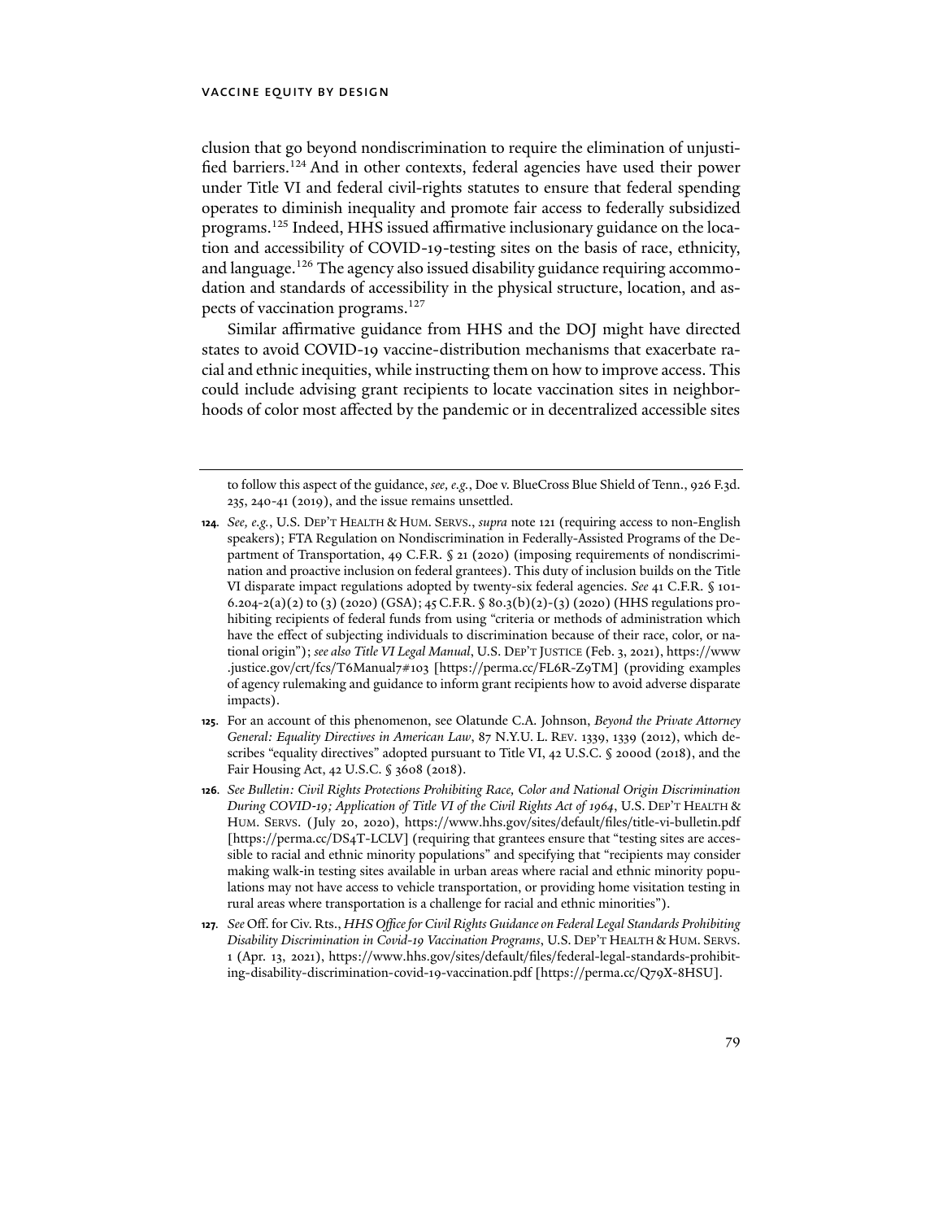clusion that go beyond nondiscrimination to require the elimination of unjustified barriers.[124] And in other contexts, federal agencies have used their power under Title VI and federal civil-rights statutes to ensure that federal spending operates to diminish inequality and promote fair access to federally subsidized programs.[125] Indeed, HHS issued affirmative inclusionary guidance on the location and accessibility of COVID-19-testing sites on the basis of race, ethnicity, and language.[126] The agency also issued disability guidance requiring accommodation and standards of accessibility in the physical structure, location, and aspects of vaccination programs.[127]

Similar affirmative guidance from HHS and the DOJ might have directed states to avoid COVID-19 vaccine-distribution mechanisms that exacerbate racial and ethnic inequities, while instructing them on how to improve access. This could include advising grant recipients to locate vaccination sites in neighborhoods of color most affected by the pandemic or in decentralized accessible sites

---

to follow this aspect of the guidance, *see, e.g.*, Doe v. BlueCross Blue Shield of Tenn., 926 F.3d. 235, 240-41 (2019), and the issue remains unsettled.

**124.** *See, e.g.*, U.S. DEP'T HEALTH & HUM. SERVS., *supra* note 121 (requiring access to non-English speakers); FTA Regulation on Nondiscrimination in Federally-Assisted Programs of the Department of Transportation, 49 C.F.R. § 21 (2020) (imposing requirements of nondiscrimination and proactive inclusion on federal grantees). This duty of inclusion builds on the Title VI disparate impact regulations adopted by twenty-six federal agencies. *See* 41 C.F.R. § 101-6.204-2(a)(2) to (3) (2020) (GSA); 45 C.F.R. § 80.3(b)(2)-(3) (2020) (HHS regulations prohibiting recipients of federal funds from using "criteria or methods of administration which have the effect of subjecting individuals to discrimination because of their race, color, or national origin"); *see also Title VI Legal Manual*, U.S. DEP'T JUSTICE (Feb. 3, 2021), https://www.justice.gov/crt/fcs/T6Manual7#103 [https://perma.cc/FL6R-Z9TM] (providing examples of agency rulemaking and guidance to inform grant recipients how to avoid adverse disparate impacts).

**125.** For an account of this phenomenon, see Olatunde C.A. Johnson, *Beyond the Private Attorney General: Equality Directives in American Law*, 87 N.Y.U. L. REV. 1339, 1339 (2012), which describes "equality directives" adopted pursuant to Title VI, 42 U.S.C. § 2000d (2018), and the Fair Housing Act, 42 U.S.C. § 3608 (2018).

**126.** *See Bulletin: Civil Rights Protections Prohibiting Race, Color and National Origin Discrimination During COVID-19; Application of Title VI of the Civil Rights Act of 1964*, U.S. DEP'T HEALTH & HUM. SERVS. (July 20, 2020), https://www.hhs.gov/sites/default/files/title-vi-bulletin.pdf [https://perma.cc/DS4T-LCLV] (requiring that grantees ensure that "testing sites are accessible to racial and ethnic minority populations" and specifying that "recipients may consider making walk-in testing sites available in urban areas where racial and ethnic minority populations may not have access to vehicle transportation, or providing home visitation testing in rural areas where transportation is a challenge for racial and ethnic minorities").

**127.** *See* Off. for Civ. Rts., *HHS Office for Civil Rights Guidance on Federal Legal Standards Prohibiting Disability Discrimination in Covid-19 Vaccination Programs*, U.S. DEP'T HEALTH & HUM. SERVS. 1 (Apr. 13, 2021), https://www.hhs.gov/sites/default/files/federal-legal-standards-prohibiting-disability-discrimination-covid-19-vaccination.pdf [https://perma.cc/Q79X-8HSU].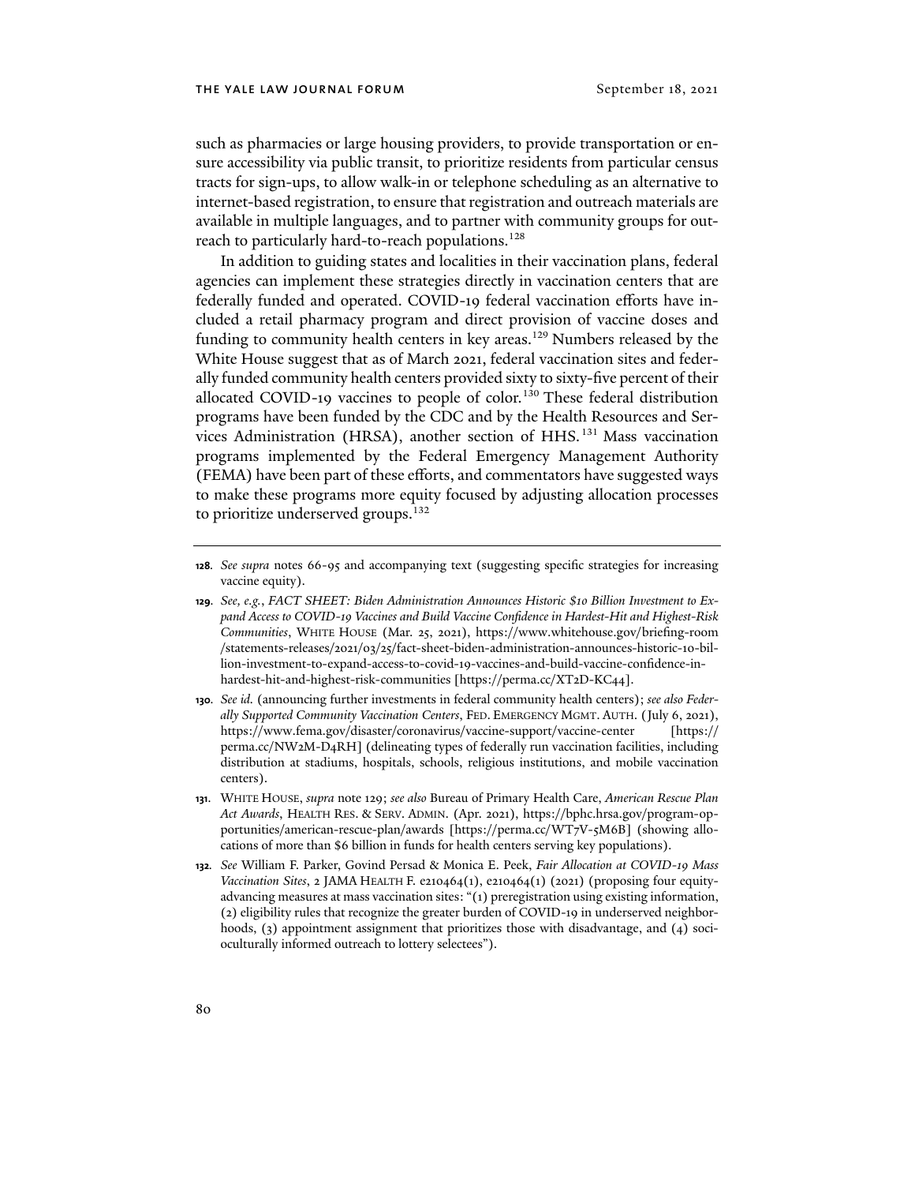such as pharmacies or large housing providers, to provide transportation or ensure accessibility via public transit, to prioritize residents from particular census tracts for sign-ups, to allow walk-in or telephone scheduling as an alternative to internet-based registration, to ensure that registration and outreach materials are available in multiple languages, and to partner with community groups for outreach to particularly hard-to-reach populations.[128]

In addition to guiding states and localities in their vaccination plans, federal agencies can implement these strategies directly in vaccination centers that are federally funded and operated. COVID-19 federal vaccination efforts have included a retail pharmacy program and direct provision of vaccine doses and funding to community health centers in key areas.[129] Numbers released by the White House suggest that as of March 2021, federal vaccination sites and federally funded community health centers provided sixty to sixty-five percent of their allocated COVID-19 vaccines to people of color.[130] These federal distribution programs have been funded by the CDC and by the Health Resources and Services Administration (HRSA), another section of HHS.[131] Mass vaccination programs implemented by the Federal Emergency Management Authority (FEMA) have been part of these efforts, and commentators have suggested ways to make these programs more equity focused by adjusting allocation processes to prioritize underserved groups.[132]

---

**128.** *See supra* notes 66-95 and accompanying text (suggesting specific strategies for increasing vaccine equity).

**129.** *See, e.g.*, *FACT SHEET: Biden Administration Announces Historic $10 Billion Investment to Expand Access to COVID-19 Vaccines and Build Vaccine Confidence in Hardest-Hit and Highest-Risk Communities*, WHITE HOUSE (Mar. 25, 2021), https://www.whitehouse.gov/briefing-room/statements-releases/2021/03/25/fact-sheet-biden-administration-announces-historic-10-billion-investment-to-expand-access-to-covid-19-vaccines-and-build-vaccine-confidence-in-hardest-hit-and-highest-risk-communities [https://perma.cc/XT2D-KC44].

**130.** *See id.* (announcing further investments in federal community health centers); *see also Federally Supported Community Vaccination Centers*, FED. EMERGENCY MGMT. AUTH. (July 6, 2021), https://www.fema.gov/disaster/coronavirus/vaccine-support/vaccine-center [https://perma.cc/NW2M-D4RH] (delineating types of federally run vaccination facilities, including distribution at stadiums, hospitals, schools, religious institutions, and mobile vaccination centers).

**131.** WHITE HOUSE, *supra* note 129; *see also* Bureau of Primary Health Care, *American Rescue Plan Act Awards*, HEALTH RES. & SERV. ADMIN. (Apr. 2021), https://bphc.hrsa.gov/program-opportunities/american-rescue-plan/awards [https://perma.cc/WT7V-5M6B] (showing allocations of more than $6 billion in funds for health centers serving key populations).

**132.** *See* William F. Parker, Govind Persad & Monica E. Peek, *Fair Allocation at COVID-19 Mass Vaccination Sites*, 2 JAMA HEALTH F. e210464(1), e210464(1) (2021) (proposing four equity-advancing measures at mass vaccination sites: "(1) preregistration using existing information, (2) eligibility rules that recognize the greater burden of COVID-19 in underserved neighborhoods, (3) appointment assignment that prioritizes those with disadvantage, and (4) socioculturally informed outreach to lottery selectees").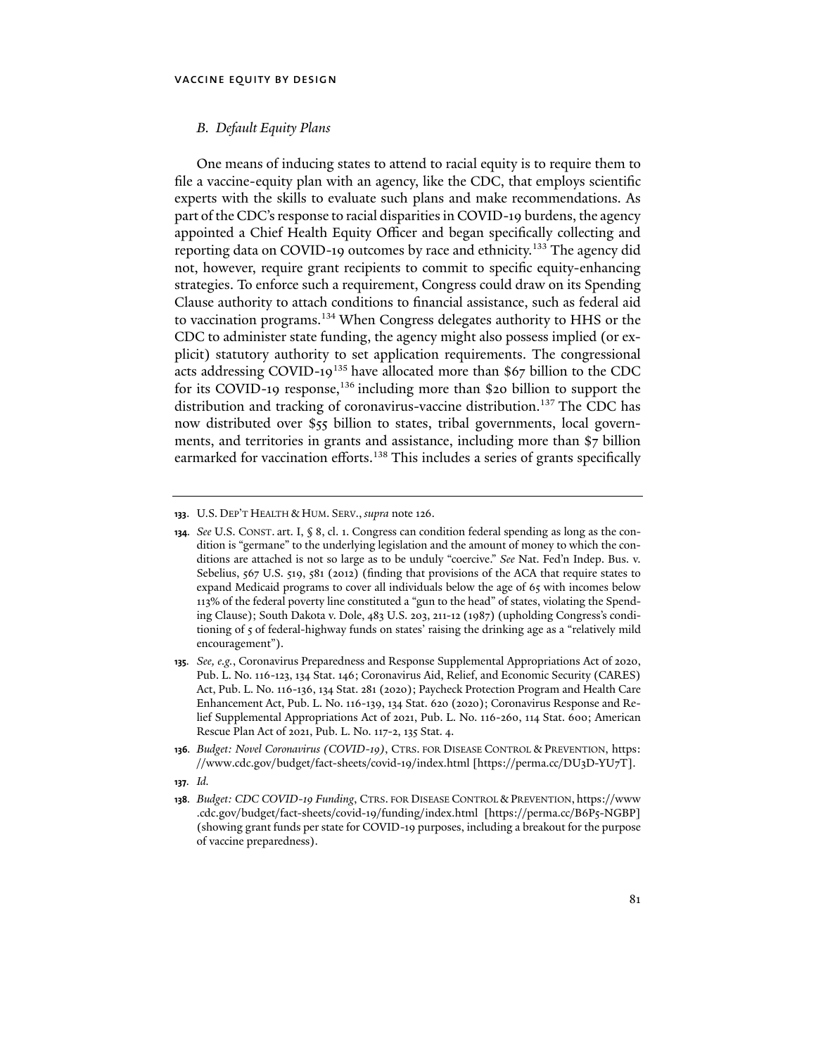### *B. Default Equity Plans*

One means of inducing states to attend to racial equity is to require them to file a vaccine-equity plan with an agency, like the CDC, that employs scientific experts with the skills to evaluate such plans and make recommendations. As part of the CDC's response to racial disparities in COVID-19 burdens, the agency appointed a Chief Health Equity Officer and began specifically collecting and reporting data on COVID-19 outcomes by race and ethnicity.[133] The agency did not, however, require grant recipients to commit to specific equity-enhancing strategies. To enforce such a requirement, Congress could draw on its Spending Clause authority to attach conditions to financial assistance, such as federal aid to vaccination programs.[134] When Congress delegates authority to HHS or the CDC to administer state funding, the agency might also possess implied (or explicit) statutory authority to set application requirements. The congressional acts addressing COVID-19[135] have allocated more than $67 billion to the CDC for its COVID-19 response,[136] including more than $20 billion to support the distribution and tracking of coronavirus-vaccine distribution.[137] The CDC has now distributed over $55 billion to states, tribal governments, local governments, and territories in grants and assistance, including more than $7 billion earmarked for vaccination efforts.[138] This includes a series of grants specifically

---

133. U.S. DEP'T HEALTH & HUM. SERV., *supra* note 126.

134. *See* U.S. CONST. art. I, § 8, cl. 1. Congress can condition federal spending as long as the condition is "germane" to the underlying legislation and the amount of money to which the conditions are attached is not so large as to be unduly "coercive." *See* Nat. Fed'n Indep. Bus. v. Sebelius, 567 U.S. 519, 581 (2012) (finding that provisions of the ACA that require states to expand Medicaid programs to cover all individuals below the age of 65 with incomes below 113% of the federal poverty line constituted a "gun to the head" of states, violating the Spending Clause); South Dakota v. Dole, 483 U.S. 203, 211-12 (1987) (upholding Congress's conditioning of 5 of federal-highway funds on states' raising the drinking age as a "relatively mild encouragement").

135. *See, e.g.*, Coronavirus Preparedness and Response Supplemental Appropriations Act of 2020, Pub. L. No. 116-123, 134 Stat. 146; Coronavirus Aid, Relief, and Economic Security (CARES) Act, Pub. L. No. 116-136, 134 Stat. 281 (2020); Paycheck Protection Program and Health Care Enhancement Act, Pub. L. No. 116-139, 134 Stat. 620 (2020); Coronavirus Response and Relief Supplemental Appropriations Act of 2021, Pub. L. No. 116-260, 114 Stat. 600; American Rescue Plan Act of 2021, Pub. L. No. 117-2, 135 Stat. 4.

136. *Budget: Novel Coronavirus (COVID-19)*, CTRS. FOR DISEASE CONTROL & PREVENTION, https://www.cdc.gov/budget/fact-sheets/covid-19/index.html [https://perma.cc/DU3D-YU7T].

137. *Id.*

138. *Budget: CDC COVID-19 Funding*, CTRS. FOR DISEASE CONTROL & PREVENTION, https://www.cdc.gov/budget/fact-sheets/covid-19/funding/index.html [https://perma.cc/B6P5-NGBP] (showing grant funds per state for COVID-19 purposes, including a breakout for the purpose of vaccine preparedness).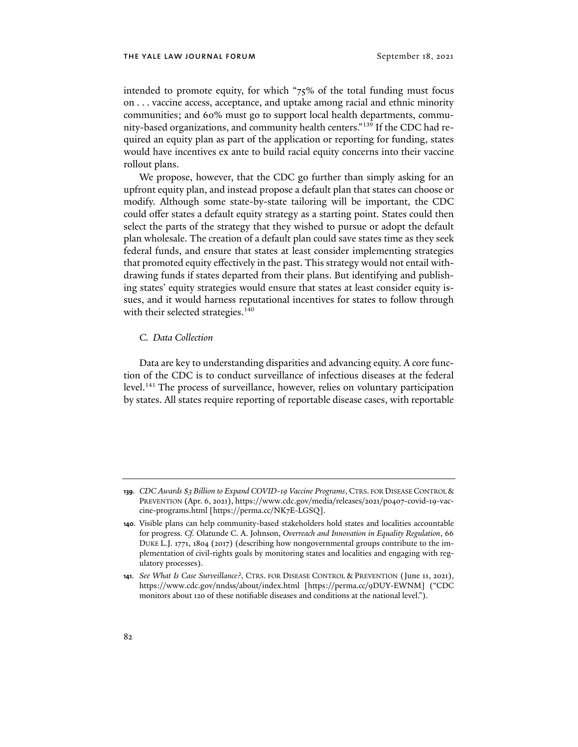intended to promote equity, for which "75% of the total funding must focus on . . . vaccine access, acceptance, and uptake among racial and ethnic minority communities; and 60% must go to support local health departments, community-based organizations, and community health centers."[139] If the CDC had required an equity plan as part of the application or reporting for funding, states would have incentives ex ante to build racial equity concerns into their vaccine rollout plans.

We propose, however, that the CDC go further than simply asking for an upfront equity plan, and instead propose a default plan that states can choose or modify. Although some state-by-state tailoring will be important, the CDC could offer states a default equity strategy as a starting point. States could then select the parts of the strategy that they wished to pursue or adopt the default plan wholesale. The creation of a default plan could save states time as they seek federal funds, and ensure that states at least consider implementing strategies that promoted equity effectively in the past. This strategy would not entail withdrawing funds if states departed from their plans. But identifying and publishing states' equity strategies would ensure that states at least consider equity issues, and it would harness reputational incentives for states to follow through with their selected strategies.[140]

### *C. Data Collection*

Data are key to understanding disparities and advancing equity. A core function of the CDC is to conduct surveillance of infectious diseases at the federal level.[141] The process of surveillance, however, relies on voluntary participation by states. All states require reporting of reportable disease cases, with reportable

---

**139.** *CDC Awards $3 Billion to Expand COVID-19 Vaccine Programs*, CTRS. FOR DISEASE CONTROL & PREVENTION (Apr. 6, 2021), https://www.cdc.gov/media/releases/2021/p0407-covid-19-vaccine-programs.html [https://perma.cc/NK7E-LGSQ].

**140.** Visible plans can help community-based stakeholders hold states and localities accountable for progress. *Cf.* Olatunde C. A. Johnson, *Overreach and Innovation in Equality Regulation*, 66 DUKE L.J. 1771, 1804 (2017) (describing how nongovernmental groups contribute to the implementation of civil-rights goals by monitoring states and localities and engaging with regulatory processes).

**141.** *See What Is Case Surveillance?*, CTRS. FOR DISEASE CONTROL & PREVENTION (June 11, 2021), https://www.cdc.gov/nndss/about/index.html [https://perma.cc/9DUY-EWNM] ("CDC monitors about 120 of these notifiable diseases and conditions at the national level.").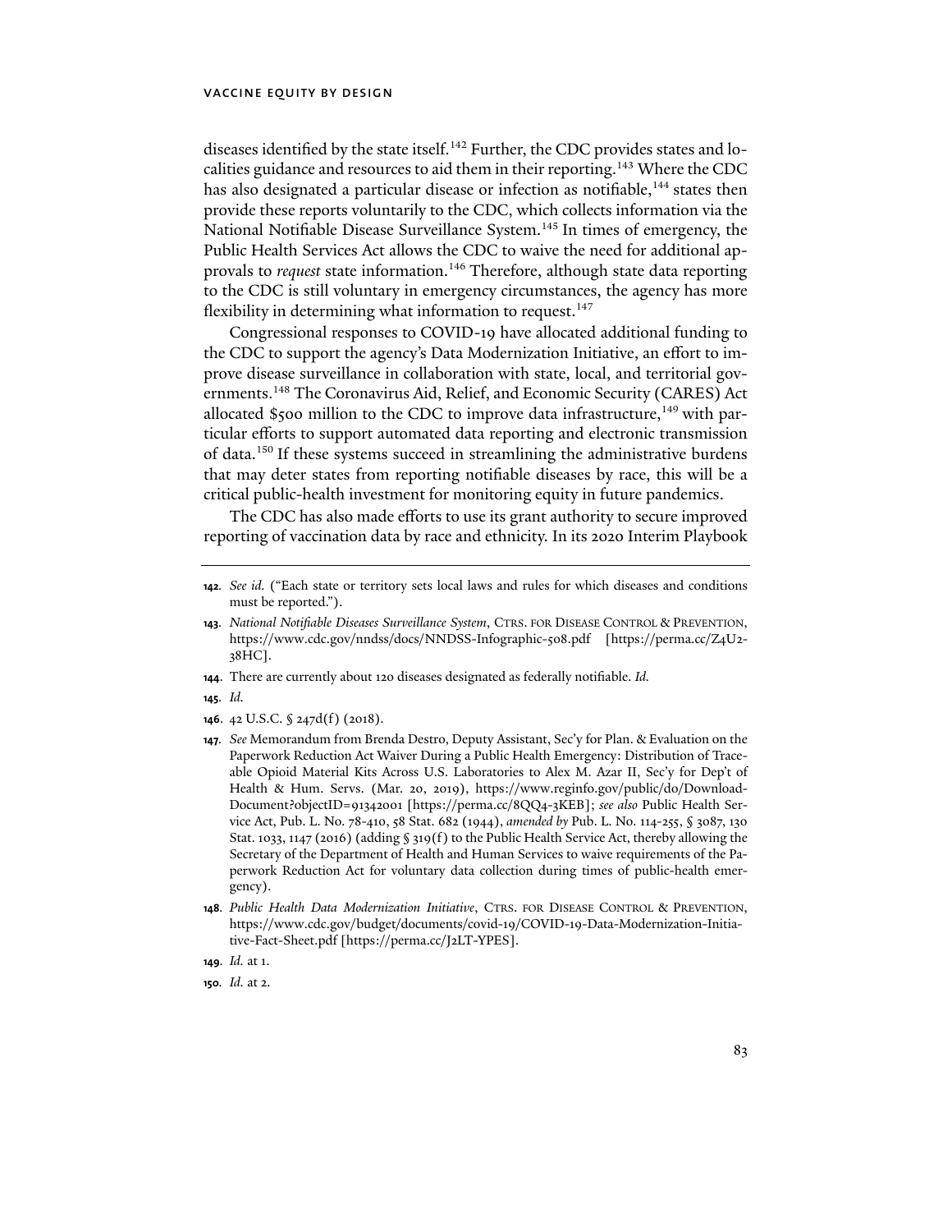diseases identified by the state itself.[142] Further, the CDC provides states and localities guidance and resources to aid them in their reporting.[143] Where the CDC has also designated a particular disease or infection as notifiable,[144] states then provide these reports voluntarily to the CDC, which collects information via the National Notifiable Disease Surveillance System.[145] In times of emergency, the Public Health Services Act allows the CDC to waive the need for additional approvals to *request* state information.[146] Therefore, although state data reporting to the CDC is still voluntary in emergency circumstances, the agency has more flexibility in determining what information to request.[147]

Congressional responses to COVID-19 have allocated additional funding to the CDC to support the agency's Data Modernization Initiative, an effort to improve disease surveillance in collaboration with state, local, and territorial governments.[148] The Coronavirus Aid, Relief, and Economic Security (CARES) Act allocated $500 million to the CDC to improve data infrastructure,[149] with particular efforts to support automated data reporting and electronic transmission of data.[150] If these systems succeed in streamlining the administrative burdens that may deter states from reporting notifiable diseases by race, this will be a critical public-health investment for monitoring equity in future pandemics.

The CDC has also made efforts to use its grant authority to secure improved reporting of vaccination data by race and ethnicity. In its 2020 Interim Playbook

---

**142.** *See id.* ("Each state or territory sets local laws and rules for which diseases and conditions must be reported.").

**143.** *National Notifiable Diseases Surveillance System*, CTRS. FOR DISEASE CONTROL & PREVENTION, https://www.cdc.gov/nndss/docs/NNDSS-Infographic-508.pdf [https://perma.cc/Z4U2-38HC].

**144.** There are currently about 120 diseases designated as federally notifiable. *Id.*

**145.** *Id.*

**146.** 42 U.S.C. § 247d(f) (2018).

**147.** *See* Memorandum from Brenda Destro, Deputy Assistant, Sec'y for Plan. & Evaluation on the Paperwork Reduction Act Waiver During a Public Health Emergency: Distribution of Traceable Opioid Material Kits Across U.S. Laboratories to Alex M. Azar II, Sec'y for Dep't of Health & Hum. Servs. (Mar. 20, 2019), https://www.reginfo.gov/public/do/DownloadDocument?objectID=91342001 [https://perma.cc/8QQ4-3KEB]; *see also* Public Health Service Act, Pub. L. No. 78-410, 58 Stat. 682 (1944), *amended by* Pub. L. No. 114-255, § 3087, 130 Stat. 1033, 1147 (2016) (adding § 319(f) to the Public Health Service Act, thereby allowing the Secretary of the Department of Health and Human Services to waive requirements of the Paperwork Reduction Act for voluntary data collection during times of public-health emergency).

**148.** *Public Health Data Modernization Initiative*, CTRS. FOR DISEASE CONTROL & PREVENTION, https://www.cdc.gov/budget/documents/covid-19/COVID-19-Data-Modernization-Initiative-Fact-Sheet.pdf [https://perma.cc/J2LT-YPES].

**149.** *Id.* at 1.

**150.** *Id.* at 2.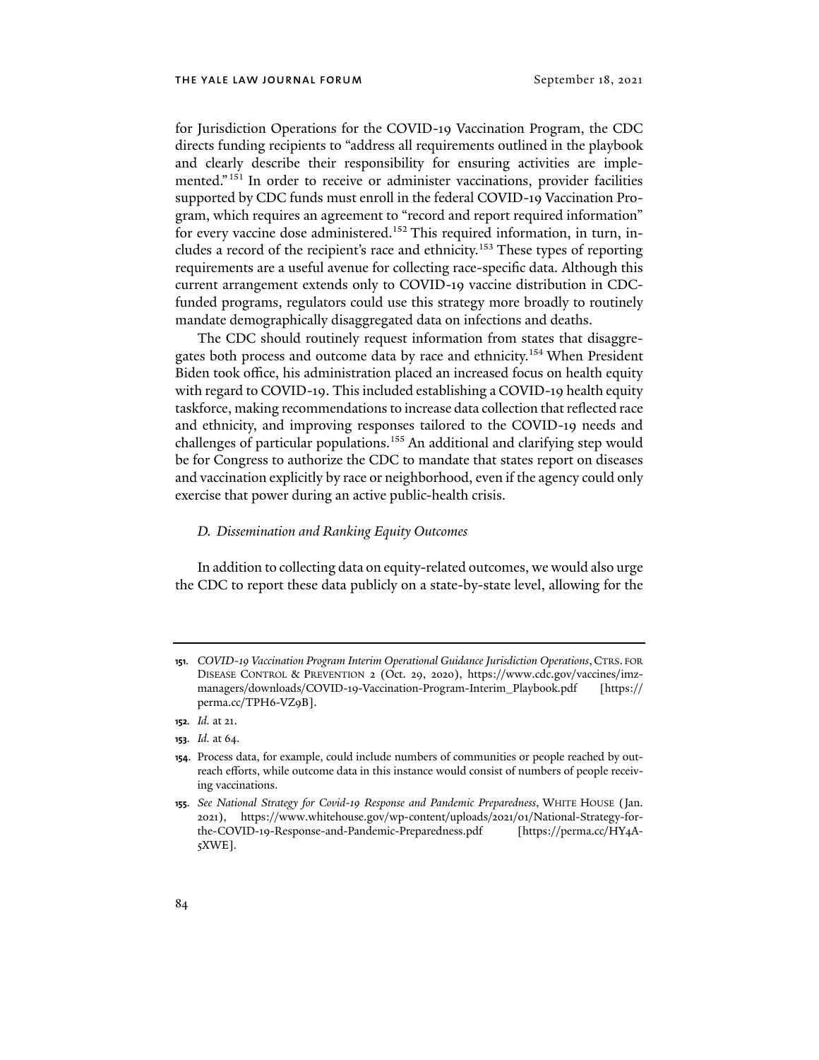for Jurisdiction Operations for the COVID-19 Vaccination Program, the CDC directs funding recipients to "address all requirements outlined in the playbook and clearly describe their responsibility for ensuring activities are implemented."[151] In order to receive or administer vaccinations, provider facilities supported by CDC funds must enroll in the federal COVID-19 Vaccination Program, which requires an agreement to "record and report required information" for every vaccine dose administered.[152] This required information, in turn, includes a record of the recipient's race and ethnicity.[153] These types of reporting requirements are a useful avenue for collecting race-specific data. Although this current arrangement extends only to COVID-19 vaccine distribution in CDC-funded programs, regulators could use this strategy more broadly to routinely mandate demographically disaggregated data on infections and deaths.

The CDC should routinely request information from states that disaggregates both process and outcome data by race and ethnicity.[154] When President Biden took office, his administration placed an increased focus on health equity with regard to COVID-19. This included establishing a COVID-19 health equity taskforce, making recommendations to increase data collection that reflected race and ethnicity, and improving responses tailored to the COVID-19 needs and challenges of particular populations.[155] An additional and clarifying step would be for Congress to authorize the CDC to mandate that states report on diseases and vaccination explicitly by race or neighborhood, even if the agency could only exercise that power during an active public-health crisis.

### *D. Dissemination and Ranking Equity Outcomes*

In addition to collecting data on equity-related outcomes, we would also urge the CDC to report these data publicly on a state-by-state level, allowing for the

---

151. *COVID-19 Vaccination Program Interim Operational Guidance Jurisdiction Operations*, CTRS. FOR DISEASE CONTROL & PREVENTION 2 (Oct. 29, 2020), https://www.cdc.gov/vaccines/imz-managers/downloads/COVID-19-Vaccination-Program-Interim_Playbook.pdf [https://perma.cc/TPH6-VZ9B].

152. *Id.* at 21.

153. *Id.* at 64.

154. Process data, for example, could include numbers of communities or people reached by outreach efforts, while outcome data in this instance would consist of numbers of people receiving vaccinations.

155. *See National Strategy for Covid-19 Response and Pandemic Preparedness*, WHITE HOUSE (Jan. 2021), https://www.whitehouse.gov/wp-content/uploads/2021/01/National-Strategy-for-the-COVID-19-Response-and-Pandemic-Preparedness.pdf [https://perma.cc/HY4A-5XWE].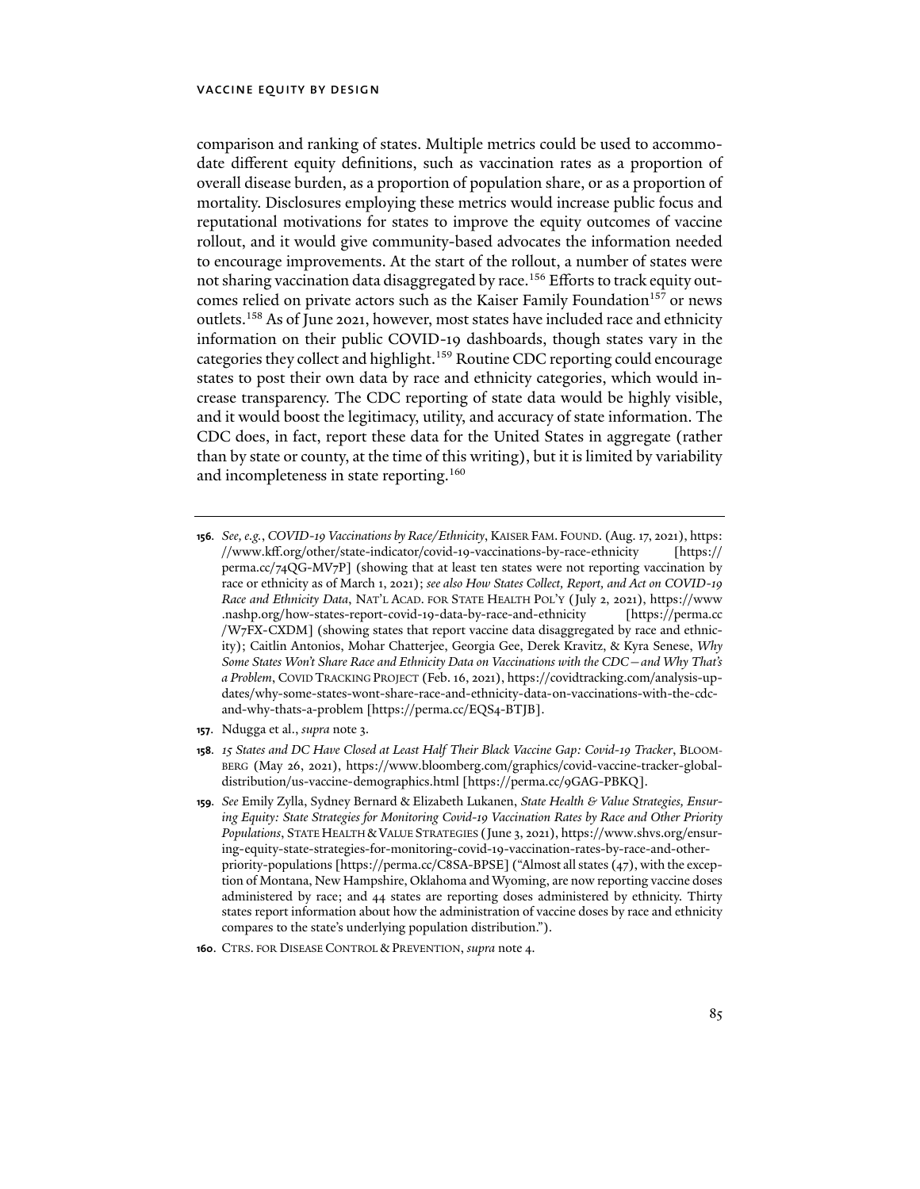comparison and ranking of states. Multiple metrics could be used to accommodate different equity definitions, such as vaccination rates as a proportion of overall disease burden, as a proportion of population share, or as a proportion of mortality. Disclosures employing these metrics would increase public focus and reputational motivations for states to improve the equity outcomes of vaccine rollout, and it would give community-based advocates the information needed to encourage improvements. At the start of the rollout, a number of states were not sharing vaccination data disaggregated by race.[156] Efforts to track equity outcomes relied on private actors such as the Kaiser Family Foundation[157] or news outlets.[158] As of June 2021, however, most states have included race and ethnicity information on their public COVID-19 dashboards, though states vary in the categories they collect and highlight.[159] Routine CDC reporting could encourage states to post their own data by race and ethnicity categories, which would increase transparency. The CDC reporting of state data would be highly visible, and it would boost the legitimacy, utility, and accuracy of state information. The CDC does, in fact, report these data for the United States in aggregate (rather than by state or county, at the time of this writing), but it is limited by variability and incompleteness in state reporting.[160]

---

**156.** *See, e.g.*, *COVID-19 Vaccinations by Race/Ethnicity*, KAISER FAM. FOUND. (Aug. 17, 2021), https://www.kff.org/other/state-indicator/covid-19-vaccinations-by-race-ethnicity [https://perma.cc/74QG-MV7P] (showing that at least ten states were not reporting vaccination by race or ethnicity as of March 1, 2021); *see also How States Collect, Report, and Act on COVID-19 Race and Ethnicity Data*, NAT'L ACAD. FOR STATE HEALTH POL'Y (July 2, 2021), https://www.nashp.org/how-states-report-covid-19-data-by-race-and-ethnicity [https://perma.cc/W7FX-CXDM] (showing states that report vaccine data disaggregated by race and ethnicity); Caitlin Antonios, Mohar Chatterjee, Georgia Gee, Derek Kravitz, & Kyra Senese, *Why Some States Won't Share Race and Ethnicity Data on Vaccinations with the CDC—and Why That's a Problem*, COVID TRACKING PROJECT (Feb. 16, 2021), https://covidtracking.com/analysis-updates/why-some-states-wont-share-race-and-ethnicity-data-on-vaccinations-with-the-cdc-and-why-thats-a-problem [https://perma.cc/EQS4-BTJB].

**157.** Ndugga et al., *supra* note 3.

**158.** *15 States and DC Have Closed at Least Half Their Black Vaccine Gap: Covid-19 Tracker*, BLOOMBERG (May 26, 2021), https://www.bloomberg.com/graphics/covid-vaccine-tracker-global-distribution/us-vaccine-demographics.html [https://perma.cc/9GAG-PBKQ].

**159.** *See* Emily Zylla, Sydney Bernard & Elizabeth Lukanen, *State Health & Value Strategies, Ensuring Equity: State Strategies for Monitoring Covid-19 Vaccination Rates by Race and Other Priority Populations*, STATE HEALTH & VALUE STRATEGIES (June 3, 2021), https://www.shvs.org/ensuring-equity-state-strategies-for-monitoring-covid-19-vaccination-rates-by-race-and-other-priority-populations [https://perma.cc/C8SA-BPSE] ("Almost all states (47), with the exception of Montana, New Hampshire, Oklahoma and Wyoming, are now reporting vaccine doses administered by race; and 44 states are reporting doses administered by ethnicity. Thirty states report information about how the administration of vaccine doses by race and ethnicity compares to the state's underlying population distribution.").

**160.** CTRS. FOR DISEASE CONTROL & PREVENTION, *supra* note 4.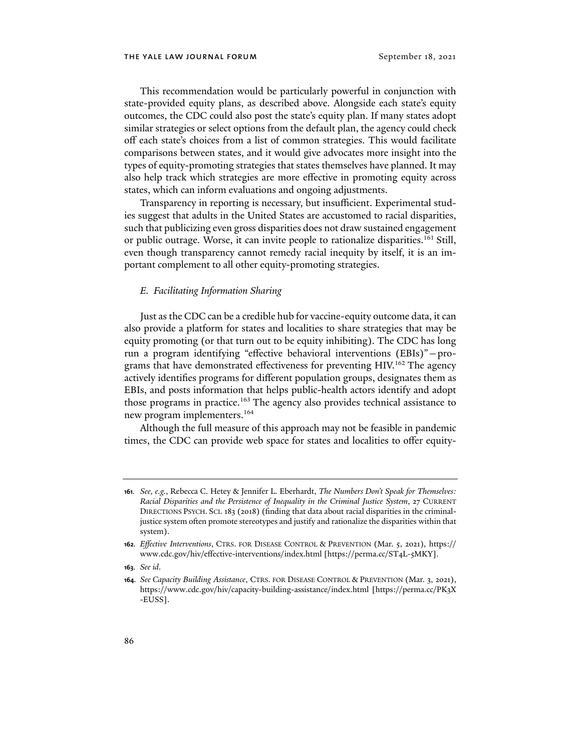This recommendation would be particularly powerful in conjunction with state-provided equity plans, as described above. Alongside each state's equity outcomes, the CDC could also post the state's equity plan. If many states adopt similar strategies or select options from the default plan, the agency could check off each state's choices from a list of common strategies. This would facilitate comparisons between states, and it would give advocates more insight into the types of equity-promoting strategies that states themselves have planned. It may also help track which strategies are more effective in promoting equity across states, which can inform evaluations and ongoing adjustments.

Transparency in reporting is necessary, but insufficient. Experimental studies suggest that adults in the United States are accustomed to racial disparities, such that publicizing even gross disparities does not draw sustained engagement or public outrage. Worse, it can invite people to rationalize disparities.[161] Still, even though transparency cannot remedy racial inequity by itself, it is an important complement to all other equity-promoting strategies.

### *E. Facilitating Information Sharing*

Just as the CDC can be a credible hub for vaccine-equity outcome data, it can also provide a platform for states and localities to share strategies that may be equity promoting (or that turn out to be equity inhibiting). The CDC has long run a program identifying "effective behavioral interventions (EBIs)"—programs that have demonstrated effectiveness for preventing HIV.[162] The agency actively identifies programs for different population groups, designates them as EBIs, and posts information that helps public-health actors identify and adopt those programs in practice.[163] The agency also provides technical assistance to new program implementers.[164]

Although the full measure of this approach may not be feasible in pandemic times, the CDC can provide web space for states and localities to offer equity-

---

**161.** *See, e.g.*, Rebecca C. Hetey & Jennifer L. Eberhardt, *The Numbers Don't Speak for Themselves: Racial Disparities and the Persistence of Inequality in the Criminal Justice System*, 27 CURRENT DIRECTIONS PSYCH. SCI. 183 (2018) (finding that data about racial disparities in the criminal-justice system often promote stereotypes and justify and rationalize the disparities within that system).

**162.** *Effective Interventions*, CTRS. FOR DISEASE CONTROL & PREVENTION (Mar. 5, 2021), https://www.cdc.gov/hiv/effective-interventions/index.html [https://perma.cc/ST4L-5MKY].

**163.** *See id.*

**164.** *See Capacity Building Assistance*, CTRS. FOR DISEASE CONTROL & PREVENTION (Mar. 3, 2021), https://www.cdc.gov/hiv/capacity-building-assistance/index.html [https://perma.cc/PK3X-EUSS].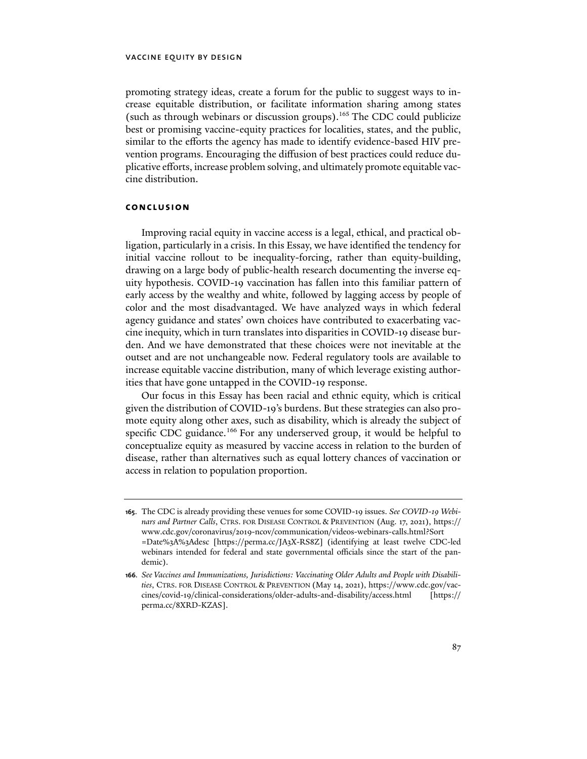promoting strategy ideas, create a forum for the public to suggest ways to increase equitable distribution, or facilitate information sharing among states (such as through webinars or discussion groups).[165] The CDC could publicize best or promising vaccine-equity practices for localities, states, and the public, similar to the efforts the agency has made to identify evidence-based HIV prevention programs. Encouraging the diffusion of best practices could reduce duplicative efforts, increase problem solving, and ultimately promote equitable vaccine distribution.

## CONCLUSION

Improving racial equity in vaccine access is a legal, ethical, and practical obligation, particularly in a crisis. In this Essay, we have identified the tendency for initial vaccine rollout to be inequality-forcing, rather than equity-building, drawing on a large body of public-health research documenting the inverse equity hypothesis. COVID-19 vaccination has fallen into this familiar pattern of early access by the wealthy and white, followed by lagging access by people of color and the most disadvantaged. We have analyzed ways in which federal agency guidance and states' own choices have contributed to exacerbating vaccine inequity, which in turn translates into disparities in COVID-19 disease burden. And we have demonstrated that these choices were not inevitable at the outset and are not unchangeable now. Federal regulatory tools are available to increase equitable vaccine distribution, many of which leverage existing authorities that have gone untapped in the COVID-19 response.

Our focus in this Essay has been racial and ethnic equity, which is critical given the distribution of COVID-19's burdens. But these strategies can also promote equity along other axes, such as disability, which is already the subject of specific CDC guidance.[166] For any underserved group, it would be helpful to conceptualize equity as measured by vaccine access in relation to the burden of disease, rather than alternatives such as equal lottery chances of vaccination or access in relation to population proportion.

---

**165.** The CDC is already providing these venues for some COVID-19 issues. *See COVID-19 Webinars and Partner Calls*, CTRS. FOR DISEASE CONTROL & PREVENTION (Aug. 17, 2021), https://www.cdc.gov/coronavirus/2019-ncov/communication/videos-webinars-calls.html?Sort=Date%3A%3Adesc [https://perma.cc/JA3X-RS8Z] (identifying at least twelve CDC-led webinars intended for federal and state governmental officials since the start of the pandemic).

**166.** *See Vaccines and Immunizations, Jurisdictions: Vaccinating Older Adults and People with Disabilities*, CTRS. FOR DISEASE CONTROL & PREVENTION (May 14, 2021), https://www.cdc.gov/vaccines/covid-19/clinical-considerations/older-adults-and-disability/access.html [https://perma.cc/8XRD-KZAS].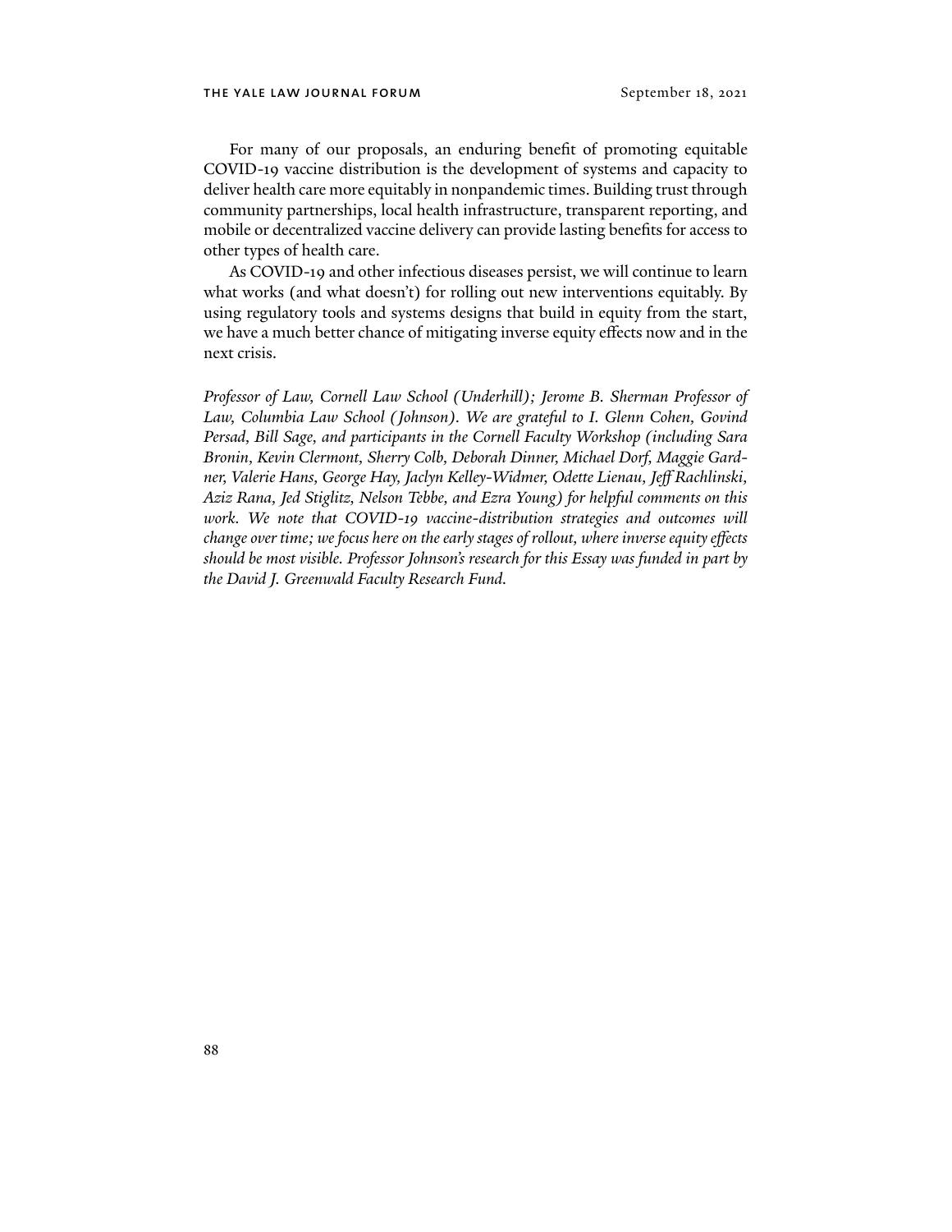For many of our proposals, an enduring benefit of promoting equitable COVID-19 vaccine distribution is the development of systems and capacity to deliver health care more equitably in nonpandemic times. Building trust through community partnerships, local health infrastructure, transparent reporting, and mobile or decentralized vaccine delivery can provide lasting benefits for access to other types of health care.

As COVID-19 and other infectious diseases persist, we will continue to learn what works (and what doesn't) for rolling out new interventions equitably. By using regulatory tools and systems designs that build in equity from the start, we have a much better chance of mitigating inverse equity effects now and in the next crisis.

*Professor of Law, Cornell Law School (Underhill); Jerome B. Sherman Professor of Law, Columbia Law School (Johnson). We are grateful to I. Glenn Cohen, Govind Persad, Bill Sage, and participants in the Cornell Faculty Workshop (including Sara Bronin, Kevin Clermont, Sherry Colb, Deborah Dinner, Michael Dorf, Maggie Gardner, Valerie Hans, George Hay, Jaclyn Kelley-Widmer, Odette Lienau, Jeff Rachlinski, Aziz Rana, Jed Stiglitz, Nelson Tebbe, and Ezra Young) for helpful comments on this work. We note that COVID-19 vaccine-distribution strategies and outcomes will change over time; we focus here on the early stages of rollout, where inverse equity effects should be most visible. Professor Johnson's research for this Essay was funded in part by the David J. Greenwald Faculty Research Fund.*